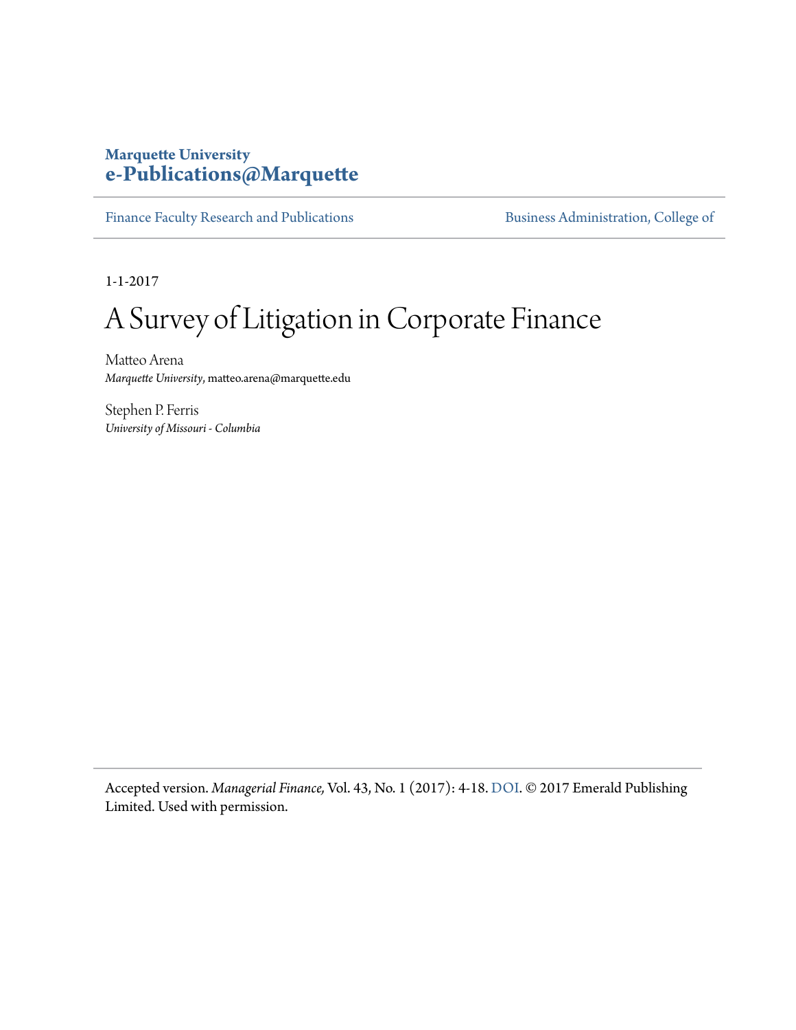**Marquette University**
**e-Publications@Marquette**

Finance Faculty Research and Publications | Business Administration, College of

1-1-2017

# A Survey of Litigation in Corporate Finance

Matteo Arena
*Marquette University*, matteo.arena@marquette.edu

Stephen P. Ferris
*University of Missouri - Columbia*

Accepted version. *Managerial Finance,* Vol. 43, No. 1 (2017): 4-18. DOI. © 2017 Emerald Publishing Limited. Used with permission.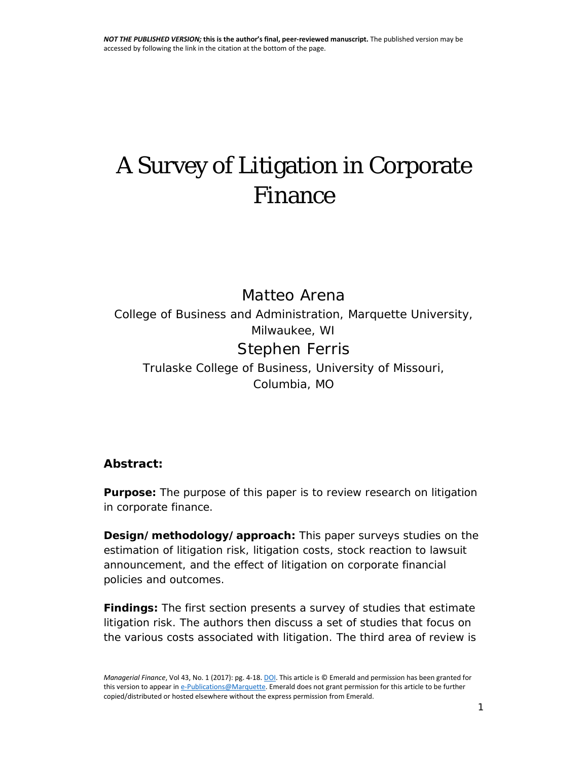*NOT THE PUBLISHED VERSION;* **this is the author's final, peer-reviewed manuscript.** The published version may be accessed by following the link in the citation at the bottom of the page.

# A Survey of Litigation in Corporate Finance

Matteo Arena

College of Business and Administration, Marquette University, Milwaukee, WI

Stephen Ferris

Trulaske College of Business, University of Missouri, Columbia, MO

**Abstract:**

**Purpose:** The purpose of this paper is to review research on litigation in corporate finance.

**Design/methodology/approach:** This paper surveys studies on the estimation of litigation risk, litigation costs, stock reaction to lawsuit announcement, and the effect of litigation on corporate financial policies and outcomes.

**Findings:** The first section presents a survey of studies that estimate litigation risk. The authors then discuss a set of studies that focus on the various costs associated with litigation. The third area of review is

*Managerial Finance*, Vol 43, No. 1 (2017): pg. 4-18. DOI. This article is © Emerald and permission has been granted for this version to appear in e-Publications@Marquette. Emerald does not grant permission for this article to be further copied/distributed or hosted elsewhere without the express permission from Emerald.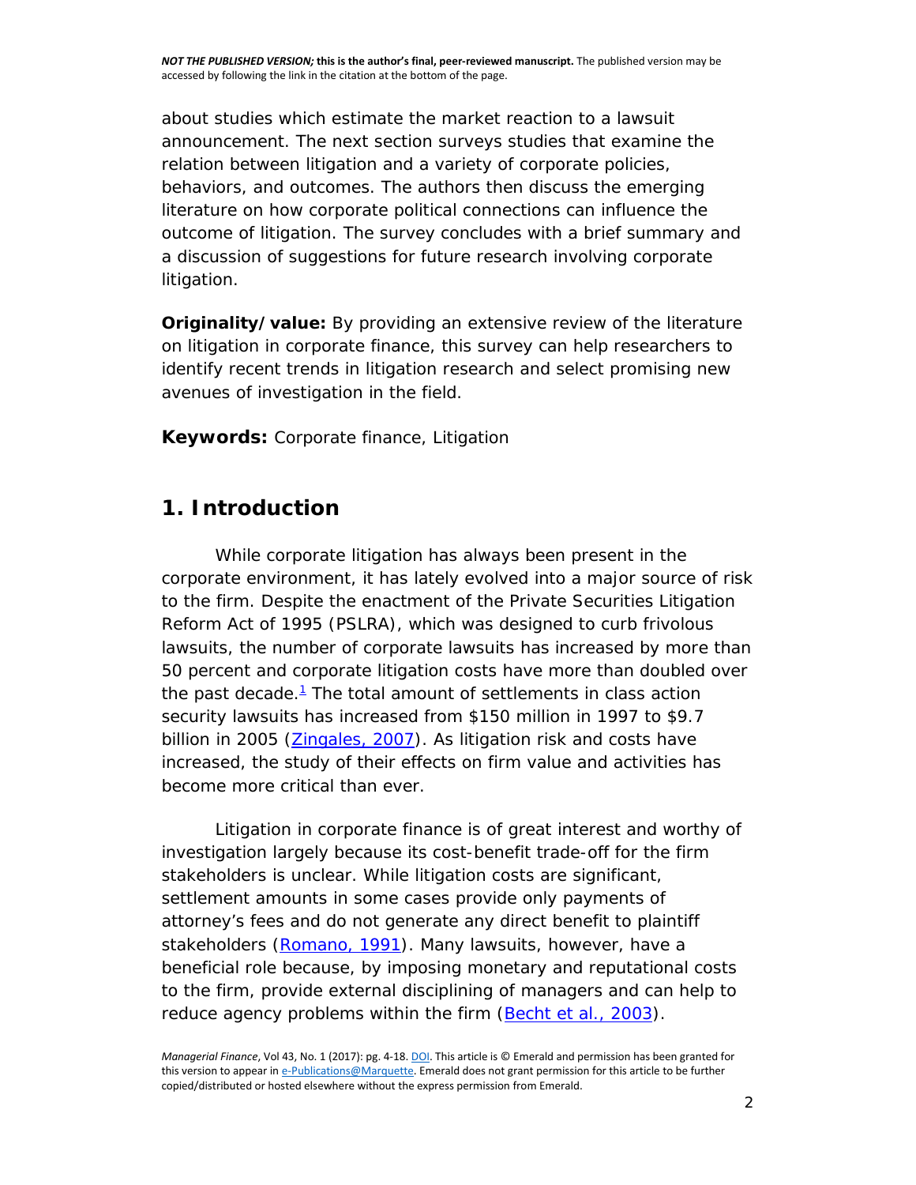about studies which estimate the market reaction to a lawsuit announcement. The next section surveys studies that examine the relation between litigation and a variety of corporate policies, behaviors, and outcomes. The authors then discuss the emerging literature on how corporate political connections can influence the outcome of litigation. The survey concludes with a brief summary and a discussion of suggestions for future research involving corporate litigation.

**Originality/value:** By providing an extensive review of the literature on litigation in corporate finance, this survey can help researchers to identify recent trends in litigation research and select promising new avenues of investigation in the field.

**Keywords:** Corporate finance, Litigation

## 1. Introduction

While corporate litigation has always been present in the corporate environment, it has lately evolved into a major source of risk to the firm. Despite the enactment of the Private Securities Litigation Reform Act of 1995 (PSLRA), which was designed to curb frivolous lawsuits, the number of corporate lawsuits has increased by more than 50 percent and corporate litigation costs have more than doubled over the past decade.[1] The total amount of settlements in class action security lawsuits has increased from $150 million in 1997 to $9.7 billion in 2005 (Zingales, 2007). As litigation risk and costs have increased, the study of their effects on firm value and activities has become more critical than ever.

Litigation in corporate finance is of great interest and worthy of investigation largely because its cost-benefit trade-off for the firm stakeholders is unclear. While litigation costs are significant, settlement amounts in some cases provide only payments of attorney's fees and do not generate any direct benefit to plaintiff stakeholders (Romano, 1991). Many lawsuits, however, have a beneficial role because, by imposing monetary and reputational costs to the firm, provide external disciplining of managers and can help to reduce agency problems within the firm (Becht et al., 2003).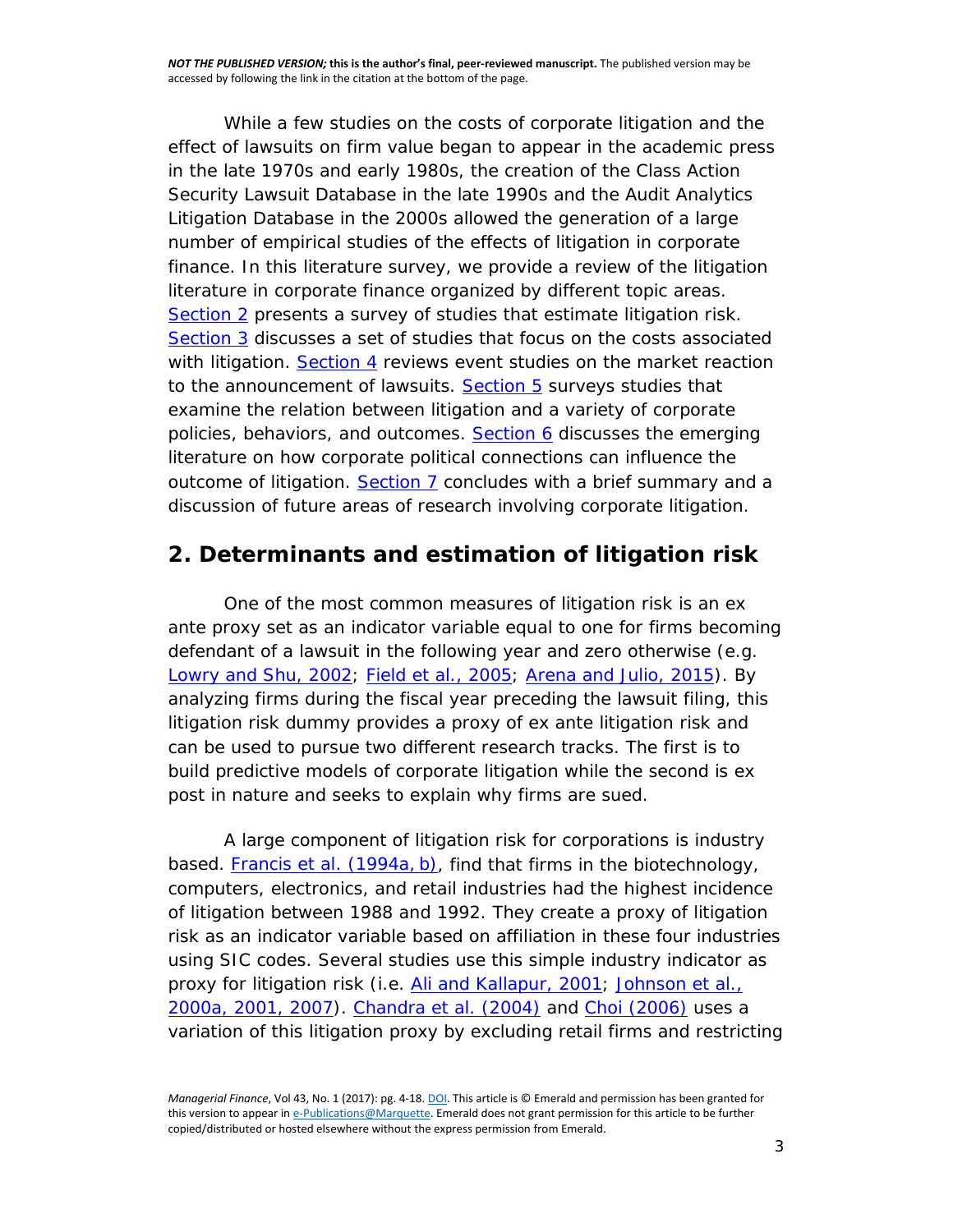While a few studies on the costs of corporate litigation and the effect of lawsuits on firm value began to appear in the academic press in the late 1970s and early 1980s, the creation of the Class Action Security Lawsuit Database in the late 1990s and the Audit Analytics Litigation Database in the 2000s allowed the generation of a large number of empirical studies of the effects of litigation in corporate finance. In this literature survey, we provide a review of the litigation literature in corporate finance organized by different topic areas. Section 2 presents a survey of studies that estimate litigation risk. Section 3 discusses a set of studies that focus on the costs associated with litigation. Section 4 reviews event studies on the market reaction to the announcement of lawsuits. Section 5 surveys studies that examine the relation between litigation and a variety of corporate policies, behaviors, and outcomes. Section 6 discusses the emerging literature on how corporate political connections can influence the outcome of litigation. Section 7 concludes with a brief summary and a discussion of future areas of research involving corporate litigation.

## 2. Determinants and estimation of litigation risk

One of the most common measures of litigation risk is an ex ante proxy set as an indicator variable equal to one for firms becoming defendant of a lawsuit in the following year and zero otherwise (e.g. Lowry and Shu, 2002; Field et al., 2005; Arena and Julio, 2015). By analyzing firms during the fiscal year preceding the lawsuit filing, this litigation risk dummy provides a proxy of ex ante litigation risk and can be used to pursue two different research tracks. The first is to build predictive models of corporate litigation while the second is ex post in nature and seeks to explain why firms are sued.

A large component of litigation risk for corporations is industry based. Francis et al. (1994a, b), find that firms in the biotechnology, computers, electronics, and retail industries had the highest incidence of litigation between 1988 and 1992. They create a proxy of litigation risk as an indicator variable based on affiliation in these four industries using SIC codes. Several studies use this simple industry indicator as proxy for litigation risk (i.e. Ali and Kallapur, 2001; Johnson et al., 2000a, 2001, 2007). Chandra et al. (2004) and Choi (2006) uses a variation of this litigation proxy by excluding retail firms and restricting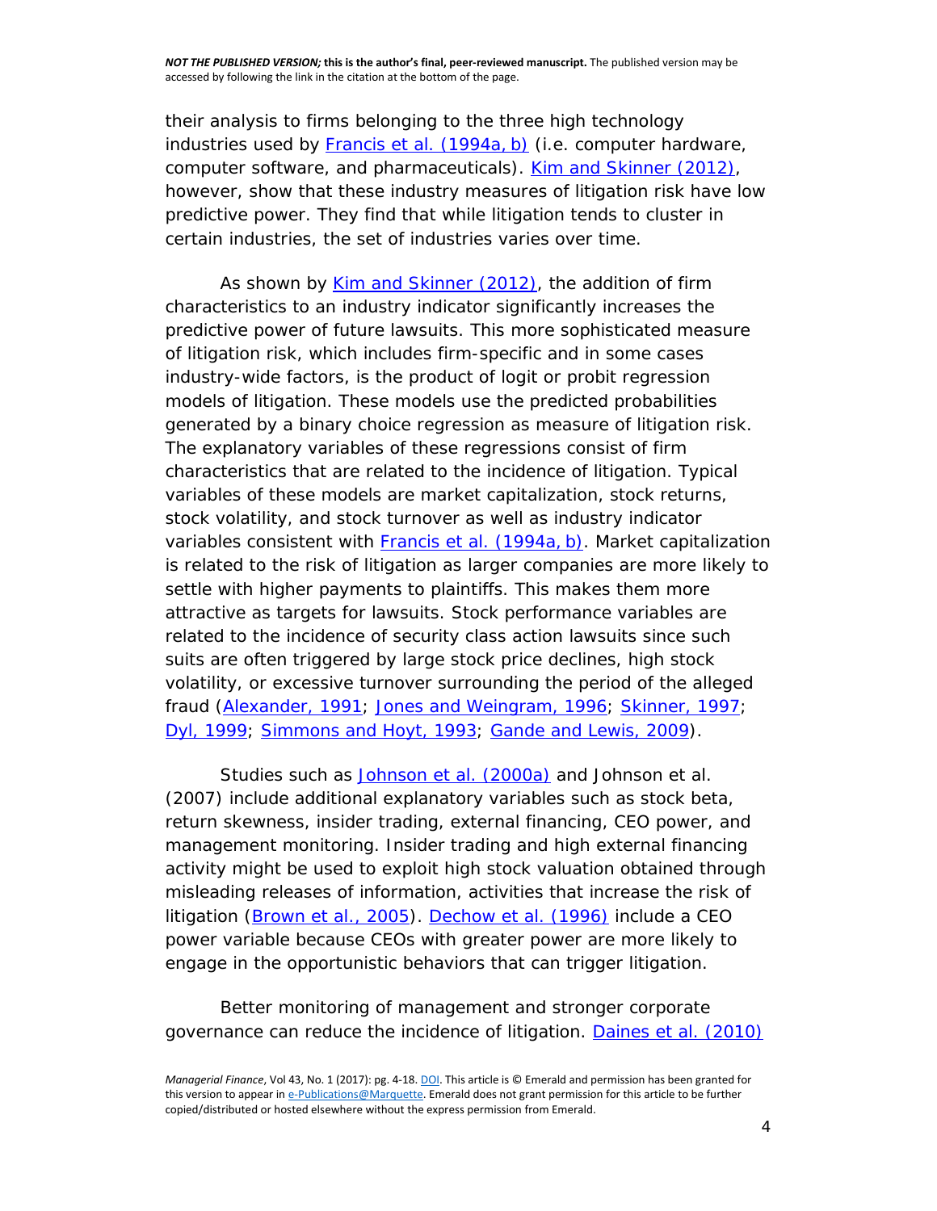their analysis to firms belonging to the three high technology industries used by Francis et al. (1994a, b) (i.e. computer hardware, computer software, and pharmaceuticals). Kim and Skinner (2012), however, show that these industry measures of litigation risk have low predictive power. They find that while litigation tends to cluster in certain industries, the set of industries varies over time.

As shown by Kim and Skinner (2012), the addition of firm characteristics to an industry indicator significantly increases the predictive power of future lawsuits. This more sophisticated measure of litigation risk, which includes firm-specific and in some cases industry-wide factors, is the product of logit or probit regression models of litigation. These models use the predicted probabilities generated by a binary choice regression as measure of litigation risk. The explanatory variables of these regressions consist of firm characteristics that are related to the incidence of litigation. Typical variables of these models are market capitalization, stock returns, stock volatility, and stock turnover as well as industry indicator variables consistent with Francis et al. (1994a, b). Market capitalization is related to the risk of litigation as larger companies are more likely to settle with higher payments to plaintiffs. This makes them more attractive as targets for lawsuits. Stock performance variables are related to the incidence of security class action lawsuits since such suits are often triggered by large stock price declines, high stock volatility, or excessive turnover surrounding the period of the alleged fraud (Alexander, 1991; Jones and Weingram, 1996; Skinner, 1997; Dyl, 1999; Simmons and Hoyt, 1993; Gande and Lewis, 2009).

Studies such as Johnson et al. (2000a) and Johnson et al. (2007) include additional explanatory variables such as stock beta, return skewness, insider trading, external financing, CEO power, and management monitoring. Insider trading and high external financing activity might be used to exploit high stock valuation obtained through misleading releases of information, activities that increase the risk of litigation (Brown et al., 2005). Dechow et al. (1996) include a CEO power variable because CEOs with greater power are more likely to engage in the opportunistic behaviors that can trigger litigation.

Better monitoring of management and stronger corporate governance can reduce the incidence of litigation. Daines et al. (2010)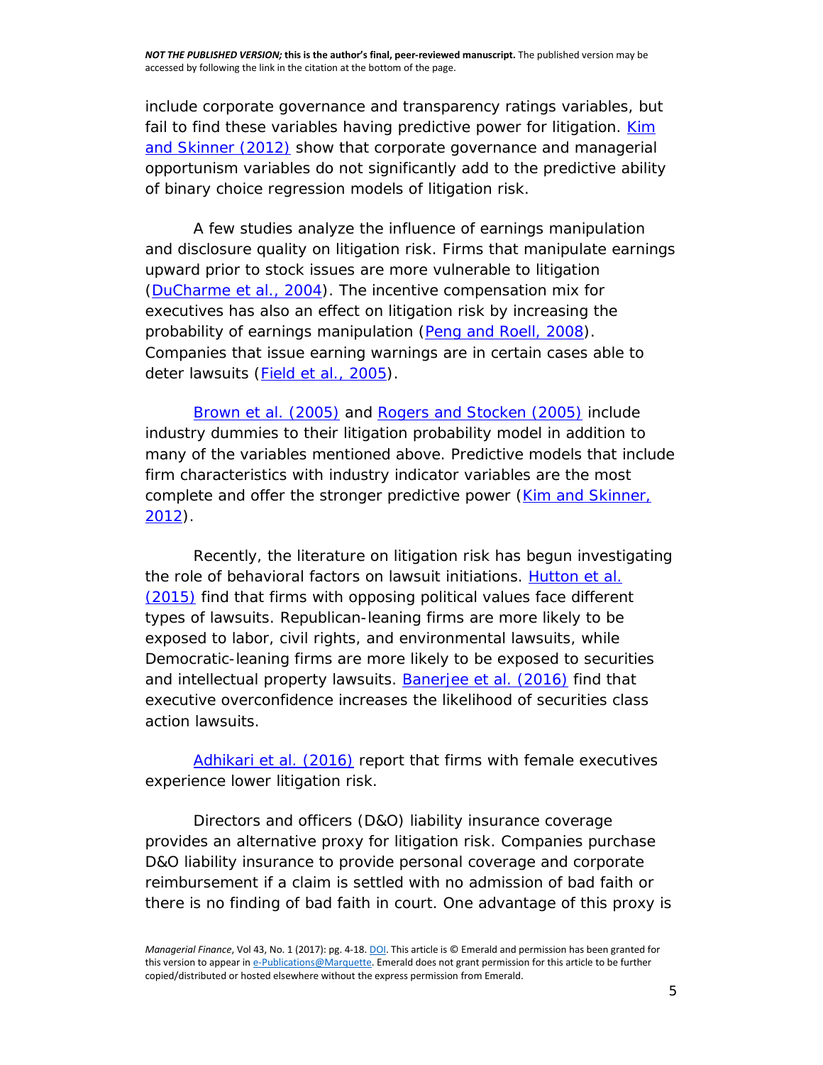include corporate governance and transparency ratings variables, but fail to find these variables having predictive power for litigation. Kim and Skinner (2012) show that corporate governance and managerial opportunism variables do not significantly add to the predictive ability of binary choice regression models of litigation risk.

A few studies analyze the influence of earnings manipulation and disclosure quality on litigation risk. Firms that manipulate earnings upward prior to stock issues are more vulnerable to litigation (DuCharme et al., 2004). The incentive compensation mix for executives has also an effect on litigation risk by increasing the probability of earnings manipulation (Peng and Roell, 2008). Companies that issue earning warnings are in certain cases able to deter lawsuits (Field et al., 2005).

Brown et al. (2005) and Rogers and Stocken (2005) include industry dummies to their litigation probability model in addition to many of the variables mentioned above. Predictive models that include firm characteristics with industry indicator variables are the most complete and offer the stronger predictive power (Kim and Skinner, 2012).

Recently, the literature on litigation risk has begun investigating the role of behavioral factors on lawsuit initiations. Hutton et al. (2015) find that firms with opposing political values face different types of lawsuits. Republican-leaning firms are more likely to be exposed to labor, civil rights, and environmental lawsuits, while Democratic-leaning firms are more likely to be exposed to securities and intellectual property lawsuits. Banerjee et al. (2016) find that executive overconfidence increases the likelihood of securities class action lawsuits.

Adhikari et al. (2016) report that firms with female executives experience lower litigation risk.

Directors and officers (D&O) liability insurance coverage provides an alternative proxy for litigation risk. Companies purchase D&O liability insurance to provide personal coverage and corporate reimbursement if a claim is settled with no admission of bad faith or there is no finding of bad faith in court. One advantage of this proxy is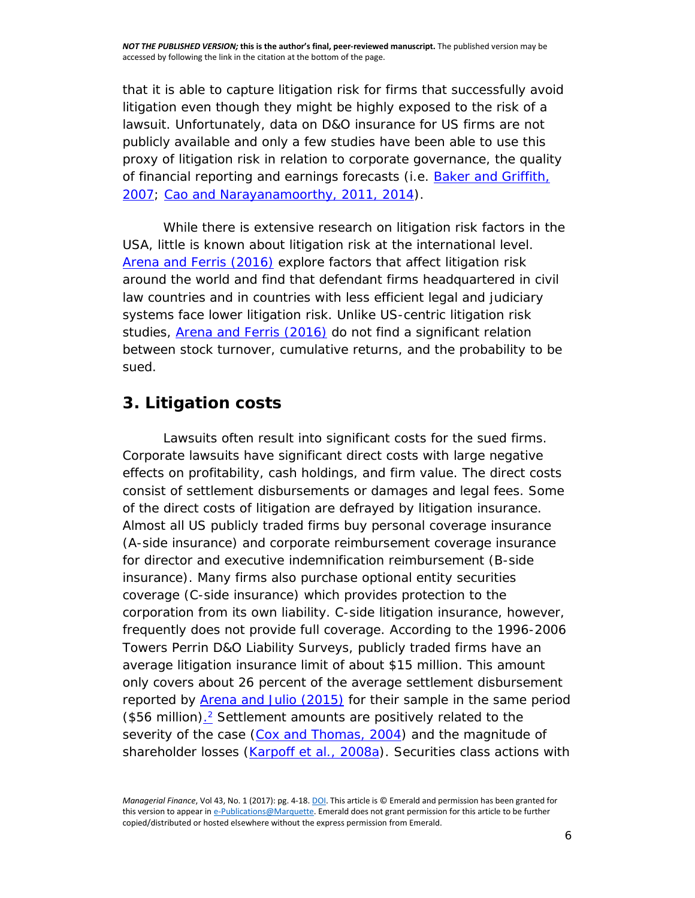that it is able to capture litigation risk for firms that successfully avoid litigation even though they might be highly exposed to the risk of a lawsuit. Unfortunately, data on D&O insurance for US firms are not publicly available and only a few studies have been able to use this proxy of litigation risk in relation to corporate governance, the quality of financial reporting and earnings forecasts (i.e. Baker and Griffith, 2007; Cao and Narayanamoorthy, 2011, 2014).

While there is extensive research on litigation risk factors in the USA, little is known about litigation risk at the international level. Arena and Ferris (2016) explore factors that affect litigation risk around the world and find that defendant firms headquartered in civil law countries and in countries with less efficient legal and judiciary systems face lower litigation risk. Unlike US-centric litigation risk studies, Arena and Ferris (2016) do not find a significant relation between stock turnover, cumulative returns, and the probability to be sued.

## 3. Litigation costs

Lawsuits often result into significant costs for the sued firms. Corporate lawsuits have significant direct costs with large negative effects on profitability, cash holdings, and firm value. The direct costs consist of settlement disbursements or damages and legal fees. Some of the direct costs of litigation are defrayed by litigation insurance. Almost all US publicly traded firms buy personal coverage insurance (A-side insurance) and corporate reimbursement coverage insurance for director and executive indemnification reimbursement (B-side insurance). Many firms also purchase optional entity securities coverage (C-side insurance) which provides protection to the corporation from its own liability. C-side litigation insurance, however, frequently does not provide full coverage. According to the 1996-2006 Towers Perrin D&O Liability Surveys, publicly traded firms have an average litigation insurance limit of about $15 million. This amount only covers about 26 percent of the average settlement disbursement reported by Arena and Julio (2015) for their sample in the same period ($56 million).[2] Settlement amounts are positively related to the severity of the case (Cox and Thomas, 2004) and the magnitude of shareholder losses (Karpoff et al., 2008a). Securities class actions with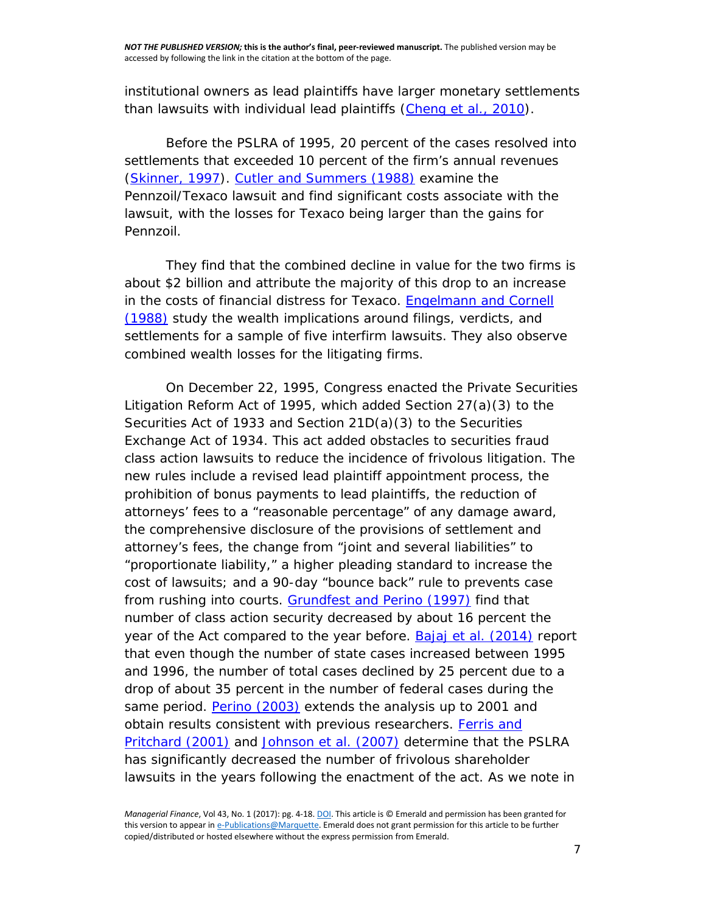institutional owners as lead plaintiffs have larger monetary settlements than lawsuits with individual lead plaintiffs (Cheng et al., 2010).

Before the PSLRA of 1995, 20 percent of the cases resolved into settlements that exceeded 10 percent of the firm's annual revenues (Skinner, 1997). Cutler and Summers (1988) examine the Pennzoil/Texaco lawsuit and find significant costs associate with the lawsuit, with the losses for Texaco being larger than the gains for Pennzoil.

They find that the combined decline in value for the two firms is about $2 billion and attribute the majority of this drop to an increase in the costs of financial distress for Texaco. Engelmann and Cornell (1988) study the wealth implications around filings, verdicts, and settlements for a sample of five interfirm lawsuits. They also observe combined wealth losses for the litigating firms.

On December 22, 1995, Congress enacted the Private Securities Litigation Reform Act of 1995, which added Section 27(a)(3) to the Securities Act of 1933 and Section 21D(a)(3) to the Securities Exchange Act of 1934. This act added obstacles to securities fraud class action lawsuits to reduce the incidence of frivolous litigation. The new rules include a revised lead plaintiff appointment process, the prohibition of bonus payments to lead plaintiffs, the reduction of attorneys' fees to a "reasonable percentage" of any damage award, the comprehensive disclosure of the provisions of settlement and attorney's fees, the change from "joint and several liabilities" to "proportionate liability," a higher pleading standard to increase the cost of lawsuits; and a 90-day "bounce back" rule to prevents case from rushing into courts. Grundfest and Perino (1997) find that number of class action security decreased by about 16 percent the year of the Act compared to the year before. Bajaj et al. (2014) report that even though the number of state cases increased between 1995 and 1996, the number of total cases declined by 25 percent due to a drop of about 35 percent in the number of federal cases during the same period. Perino (2003) extends the analysis up to 2001 and obtain results consistent with previous researchers. Ferris and Pritchard (2001) and Johnson et al. (2007) determine that the PSLRA has significantly decreased the number of frivolous shareholder lawsuits in the years following the enactment of the act. As we note in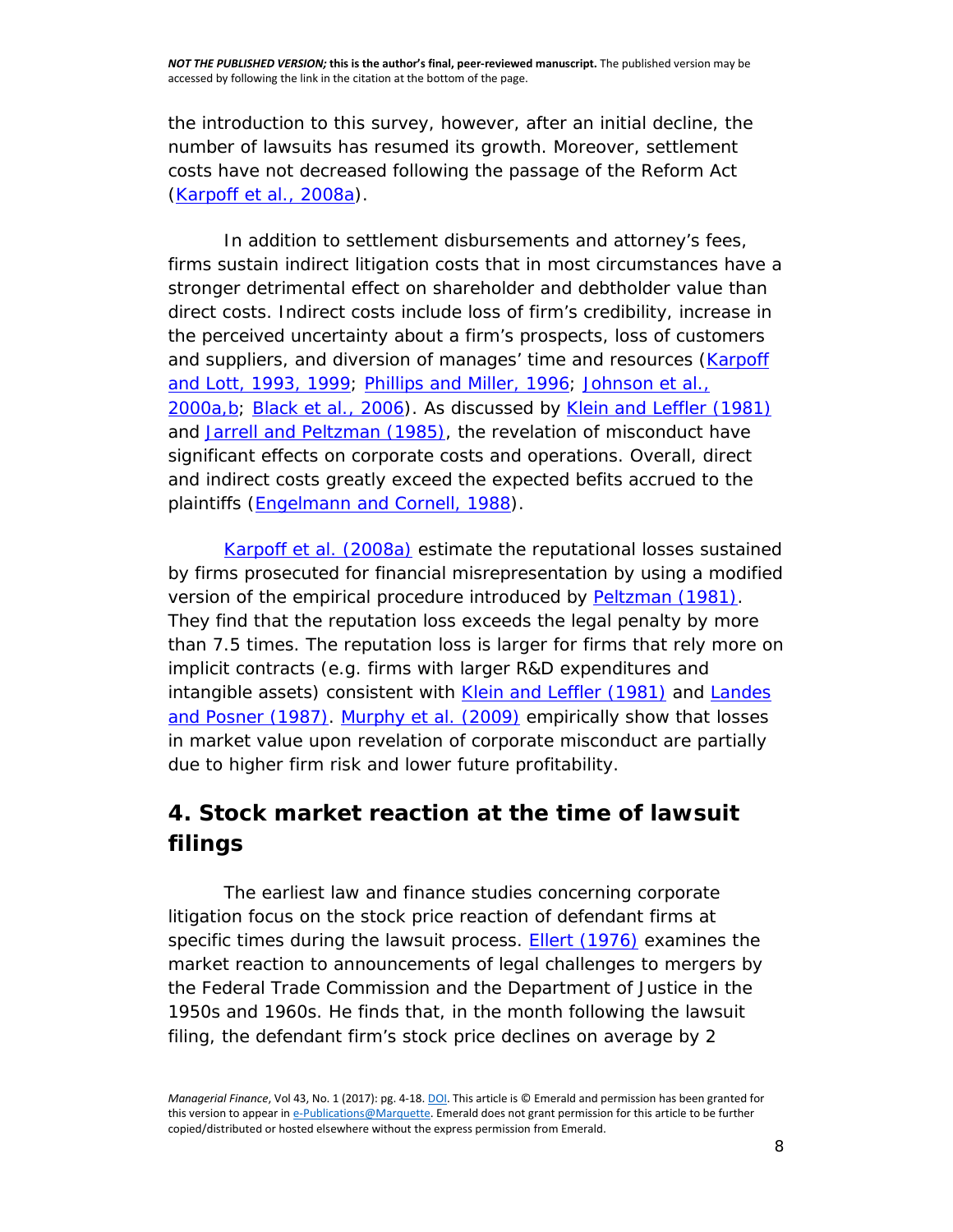the introduction to this survey, however, after an initial decline, the number of lawsuits has resumed its growth. Moreover, settlement costs have not decreased following the passage of the Reform Act (Karpoff et al., 2008a).

In addition to settlement disbursements and attorney's fees, firms sustain indirect litigation costs that in most circumstances have a stronger detrimental effect on shareholder and debtholder value than direct costs. Indirect costs include loss of firm's credibility, increase in the perceived uncertainty about a firm's prospects, loss of customers and suppliers, and diversion of manages' time and resources (Karpoff and Lott, 1993, 1999; Phillips and Miller, 1996; Johnson et al., 2000a,b; Black et al., 2006). As discussed by Klein and Leffler (1981) and Jarrell and Peltzman (1985), the revelation of misconduct have significant effects on corporate costs and operations. Overall, direct and indirect costs greatly exceed the expected befits accrued to the plaintiffs (Engelmann and Cornell, 1988).

Karpoff et al. (2008a) estimate the reputational losses sustained by firms prosecuted for financial misrepresentation by using a modified version of the empirical procedure introduced by Peltzman (1981). They find that the reputation loss exceeds the legal penalty by more than 7.5 times. The reputation loss is larger for firms that rely more on implicit contracts (e.g. firms with larger R&D expenditures and intangible assets) consistent with Klein and Leffler (1981) and Landes and Posner (1987). Murphy et al. (2009) empirically show that losses in market value upon revelation of corporate misconduct are partially due to higher firm risk and lower future profitability.

## 4. Stock market reaction at the time of lawsuit filings

The earliest law and finance studies concerning corporate litigation focus on the stock price reaction of defendant firms at specific times during the lawsuit process. Ellert (1976) examines the market reaction to announcements of legal challenges to mergers by the Federal Trade Commission and the Department of Justice in the 1950s and 1960s. He finds that, in the month following the lawsuit filing, the defendant firm's stock price declines on average by 2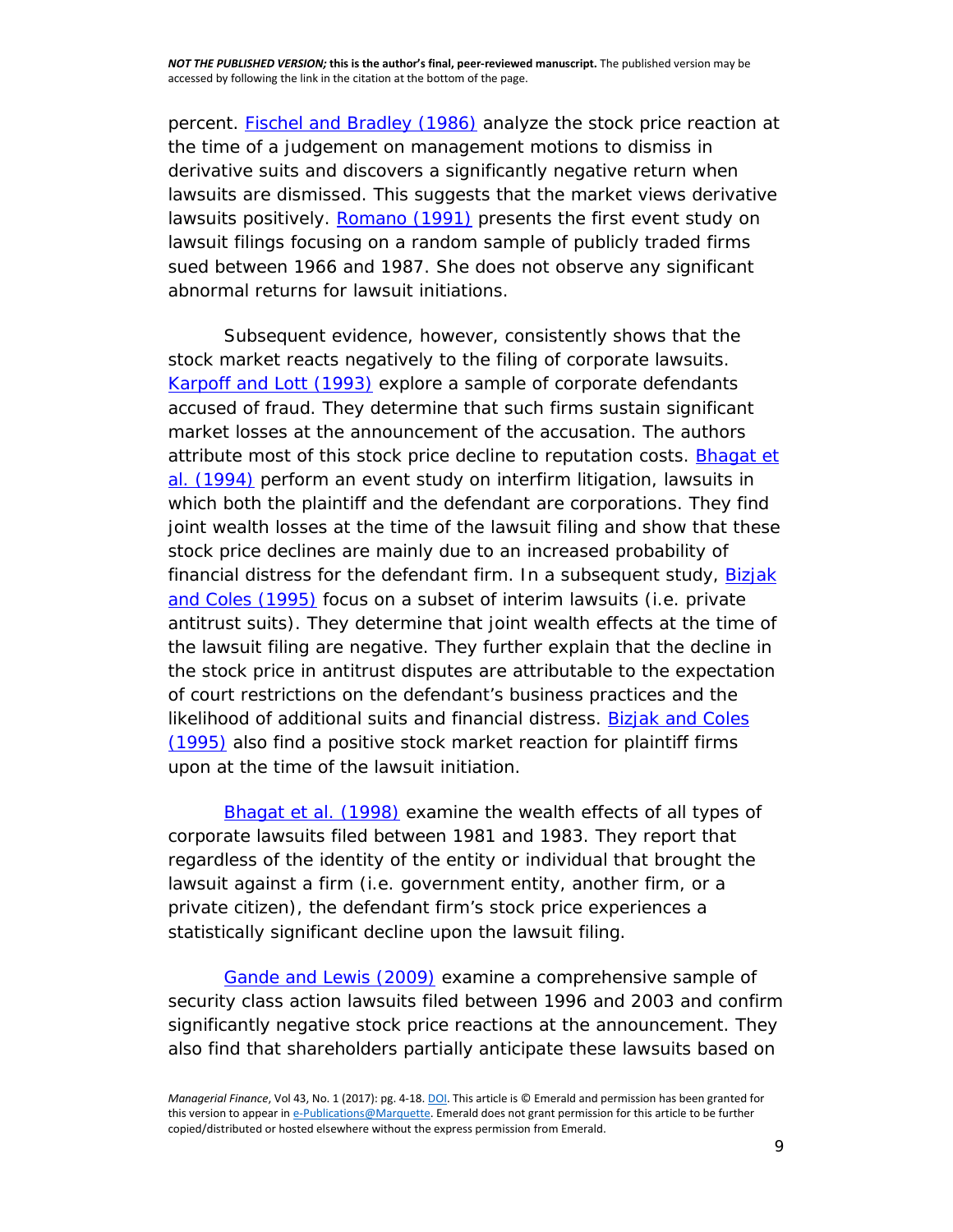percent. Fischel and Bradley (1986) analyze the stock price reaction at the time of a judgement on management motions to dismiss in derivative suits and discovers a significantly negative return when lawsuits are dismissed. This suggests that the market views derivative lawsuits positively. Romano (1991) presents the first event study on lawsuit filings focusing on a random sample of publicly traded firms sued between 1966 and 1987. She does not observe any significant abnormal returns for lawsuit initiations.

Subsequent evidence, however, consistently shows that the stock market reacts negatively to the filing of corporate lawsuits. Karpoff and Lott (1993) explore a sample of corporate defendants accused of fraud. They determine that such firms sustain significant market losses at the announcement of the accusation. The authors attribute most of this stock price decline to reputation costs. Bhagat et al. (1994) perform an event study on interfirm litigation, lawsuits in which both the plaintiff and the defendant are corporations. They find joint wealth losses at the time of the lawsuit filing and show that these stock price declines are mainly due to an increased probability of financial distress for the defendant firm. In a subsequent study, Bizjak and Coles (1995) focus on a subset of interim lawsuits (i.e. private antitrust suits). They determine that joint wealth effects at the time of the lawsuit filing are negative. They further explain that the decline in the stock price in antitrust disputes are attributable to the expectation of court restrictions on the defendant's business practices and the likelihood of additional suits and financial distress. Bizjak and Coles (1995) also find a positive stock market reaction for plaintiff firms upon at the time of the lawsuit initiation.

Bhagat et al. (1998) examine the wealth effects of all types of corporate lawsuits filed between 1981 and 1983. They report that regardless of the identity of the entity or individual that brought the lawsuit against a firm (i.e. government entity, another firm, or a private citizen), the defendant firm's stock price experiences a statistically significant decline upon the lawsuit filing.

Gande and Lewis (2009) examine a comprehensive sample of security class action lawsuits filed between 1996 and 2003 and confirm significantly negative stock price reactions at the announcement. They also find that shareholders partially anticipate these lawsuits based on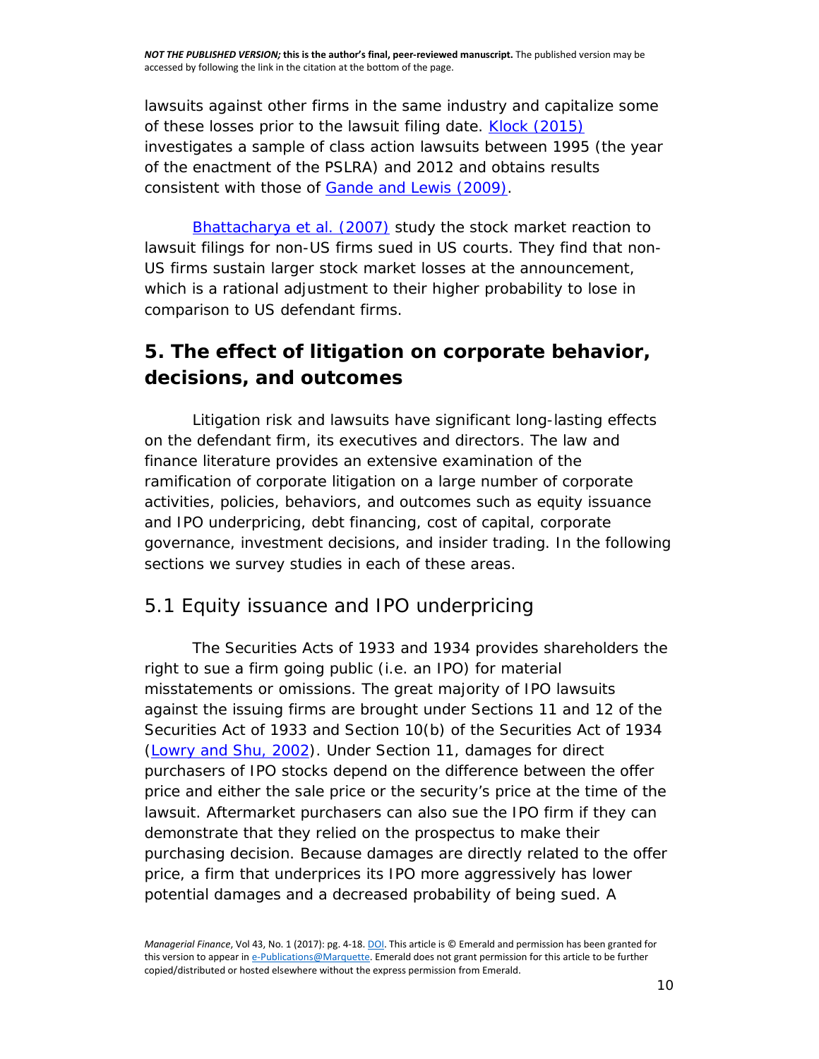lawsuits against other firms in the same industry and capitalize some of these losses prior to the lawsuit filing date. Klock (2015) investigates a sample of class action lawsuits between 1995 (the year of the enactment of the PSLRA) and 2012 and obtains results consistent with those of Gande and Lewis (2009).

Bhattacharya et al. (2007) study the stock market reaction to lawsuit filings for non-US firms sued in US courts. They find that non-US firms sustain larger stock market losses at the announcement, which is a rational adjustment to their higher probability to lose in comparison to US defendant firms.

## 5. The effect of litigation on corporate behavior, decisions, and outcomes

Litigation risk and lawsuits have significant long-lasting effects on the defendant firm, its executives and directors. The law and finance literature provides an extensive examination of the ramification of corporate litigation on a large number of corporate activities, policies, behaviors, and outcomes such as equity issuance and IPO underpricing, debt financing, cost of capital, corporate governance, investment decisions, and insider trading. In the following sections we survey studies in each of these areas.

### 5.1 Equity issuance and IPO underpricing

The Securities Acts of 1933 and 1934 provides shareholders the right to sue a firm going public (i.e. an IPO) for material misstatements or omissions. The great majority of IPO lawsuits against the issuing firms are brought under Sections 11 and 12 of the Securities Act of 1933 and Section 10(b) of the Securities Act of 1934 (Lowry and Shu, 2002). Under Section 11, damages for direct purchasers of IPO stocks depend on the difference between the offer price and either the sale price or the security's price at the time of the lawsuit. Aftermarket purchasers can also sue the IPO firm if they can demonstrate that they relied on the prospectus to make their purchasing decision. Because damages are directly related to the offer price, a firm that underprices its IPO more aggressively has lower potential damages and a decreased probability of being sued. A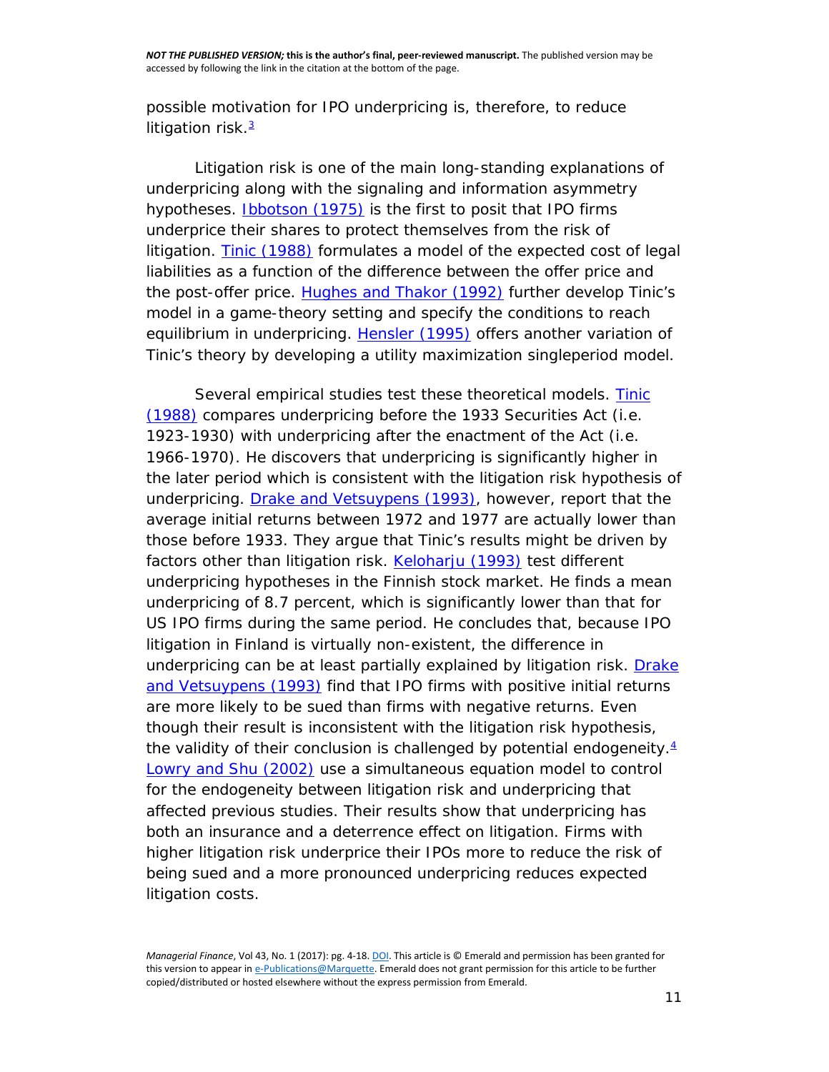possible motivation for IPO underpricing is, therefore, to reduce litigation risk.[3]

Litigation risk is one of the main long-standing explanations of underpricing along with the signaling and information asymmetry hypotheses. Ibbotson (1975) is the first to posit that IPO firms underprice their shares to protect themselves from the risk of litigation. Tinic (1988) formulates a model of the expected cost of legal liabilities as a function of the difference between the offer price and the post-offer price. Hughes and Thakor (1992) further develop Tinic's model in a game-theory setting and specify the conditions to reach equilibrium in underpricing. Hensler (1995) offers another variation of Tinic's theory by developing a utility maximization singleperiod model.

Several empirical studies test these theoretical models. Tinic (1988) compares underpricing before the 1933 Securities Act (i.e. 1923-1930) with underpricing after the enactment of the Act (i.e. 1966-1970). He discovers that underpricing is significantly higher in the later period which is consistent with the litigation risk hypothesis of underpricing. Drake and Vetsuypens (1993), however, report that the average initial returns between 1972 and 1977 are actually lower than those before 1933. They argue that Tinic's results might be driven by factors other than litigation risk. Keloharju (1993) test different underpricing hypotheses in the Finnish stock market. He finds a mean underpricing of 8.7 percent, which is significantly lower than that for US IPO firms during the same period. He concludes that, because IPO litigation in Finland is virtually non-existent, the difference in underpricing can be at least partially explained by litigation risk. Drake and Vetsuypens (1993) find that IPO firms with positive initial returns are more likely to be sued than firms with negative returns. Even though their result is inconsistent with the litigation risk hypothesis, the validity of their conclusion is challenged by potential endogeneity.[4] Lowry and Shu (2002) use a simultaneous equation model to control for the endogeneity between litigation risk and underpricing that affected previous studies. Their results show that underpricing has both an insurance and a deterrence effect on litigation. Firms with higher litigation risk underprice their IPOs more to reduce the risk of being sued and a more pronounced underpricing reduces expected litigation costs.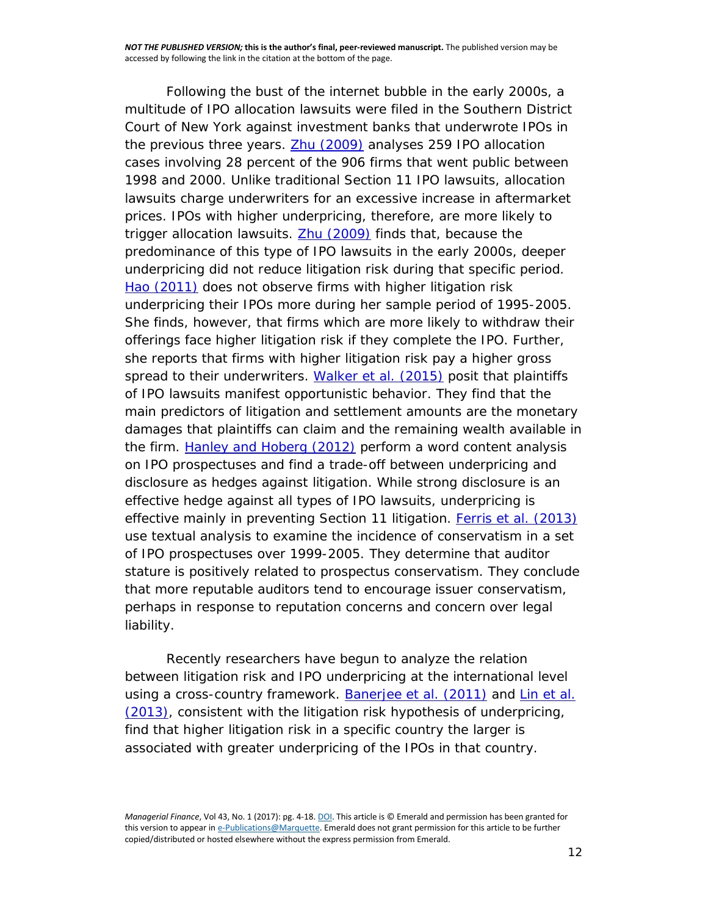Following the bust of the internet bubble in the early 2000s, a multitude of IPO allocation lawsuits were filed in the Southern District Court of New York against investment banks that underwrote IPOs in the previous three years. Zhu (2009) analyses 259 IPO allocation cases involving 28 percent of the 906 firms that went public between 1998 and 2000. Unlike traditional Section 11 IPO lawsuits, allocation lawsuits charge underwriters for an excessive increase in aftermarket prices. IPOs with higher underpricing, therefore, are more likely to trigger allocation lawsuits. Zhu (2009) finds that, because the predominance of this type of IPO lawsuits in the early 2000s, deeper underpricing did not reduce litigation risk during that specific period. Hao (2011) does not observe firms with higher litigation risk underpricing their IPOs more during her sample period of 1995-2005. She finds, however, that firms which are more likely to withdraw their offerings face higher litigation risk if they complete the IPO. Further, she reports that firms with higher litigation risk pay a higher gross spread to their underwriters. Walker et al. (2015) posit that plaintiffs of IPO lawsuits manifest opportunistic behavior. They find that the main predictors of litigation and settlement amounts are the monetary damages that plaintiffs can claim and the remaining wealth available in the firm. Hanley and Hoberg (2012) perform a word content analysis on IPO prospectuses and find a trade-off between underpricing and disclosure as hedges against litigation. While strong disclosure is an effective hedge against all types of IPO lawsuits, underpricing is effective mainly in preventing Section 11 litigation. Ferris et al. (2013) use textual analysis to examine the incidence of conservatism in a set of IPO prospectuses over 1999-2005. They determine that auditor stature is positively related to prospectus conservatism. They conclude that more reputable auditors tend to encourage issuer conservatism, perhaps in response to reputation concerns and concern over legal liability.

Recently researchers have begun to analyze the relation between litigation risk and IPO underpricing at the international level using a cross-country framework. Banerjee et al. (2011) and Lin et al. (2013), consistent with the litigation risk hypothesis of underpricing, find that higher litigation risk in a specific country the larger is associated with greater underpricing of the IPOs in that country.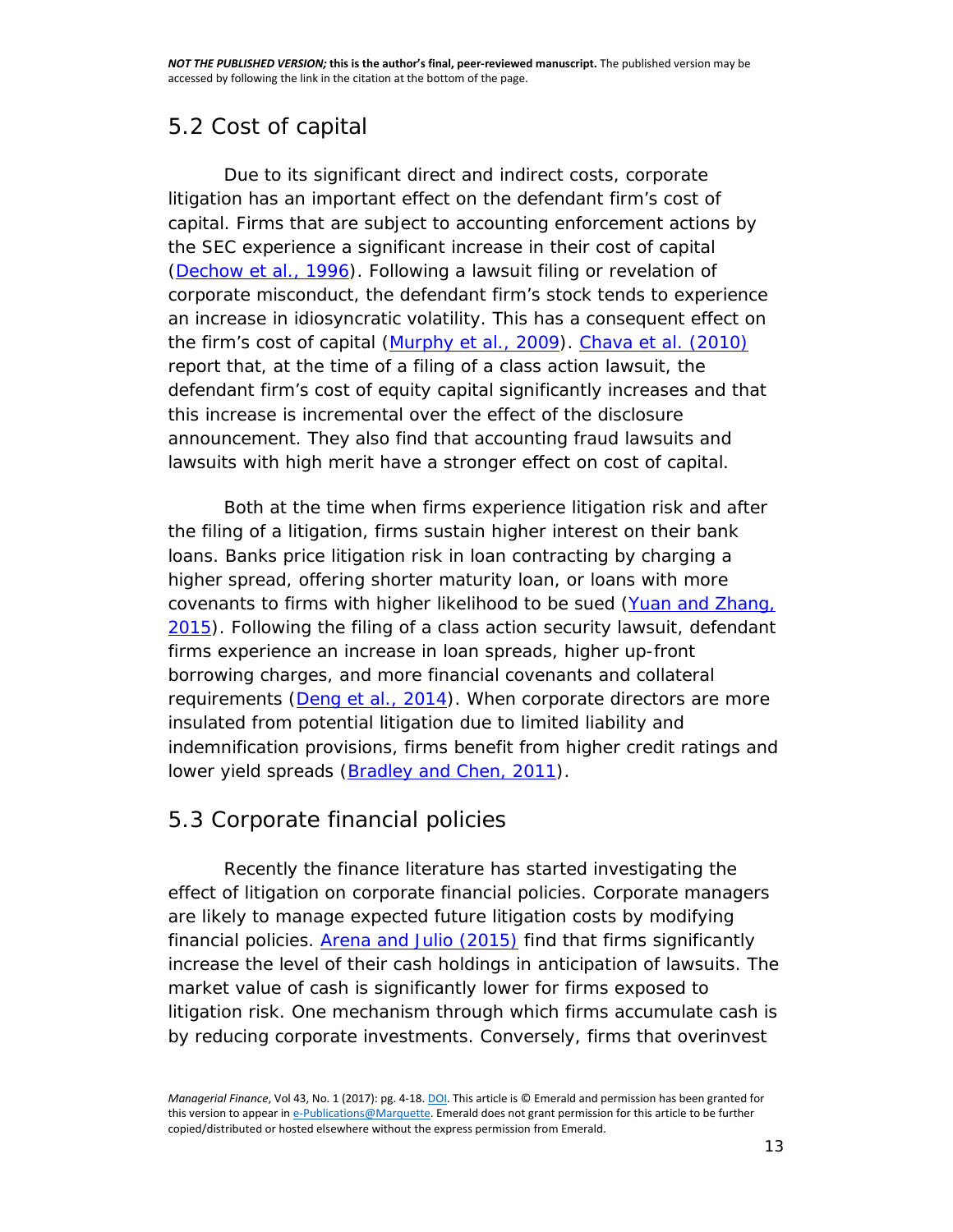## 5.2 Cost of capital

Due to its significant direct and indirect costs, corporate litigation has an important effect on the defendant firm's cost of capital. Firms that are subject to accounting enforcement actions by the SEC experience a significant increase in their cost of capital (Dechow et al., 1996). Following a lawsuit filing or revelation of corporate misconduct, the defendant firm's stock tends to experience an increase in idiosyncratic volatility. This has a consequent effect on the firm's cost of capital (Murphy et al., 2009). Chava et al. (2010) report that, at the time of a filing of a class action lawsuit, the defendant firm's cost of equity capital significantly increases and that this increase is incremental over the effect of the disclosure announcement. They also find that accounting fraud lawsuits and lawsuits with high merit have a stronger effect on cost of capital.

Both at the time when firms experience litigation risk and after the filing of a litigation, firms sustain higher interest on their bank loans. Banks price litigation risk in loan contracting by charging a higher spread, offering shorter maturity loan, or loans with more covenants to firms with higher likelihood to be sued (Yuan and Zhang, 2015). Following the filing of a class action security lawsuit, defendant firms experience an increase in loan spreads, higher up-front borrowing charges, and more financial covenants and collateral requirements (Deng et al., 2014). When corporate directors are more insulated from potential litigation due to limited liability and indemnification provisions, firms benefit from higher credit ratings and lower yield spreads (Bradley and Chen, 2011).

## 5.3 Corporate financial policies

Recently the finance literature has started investigating the effect of litigation on corporate financial policies. Corporate managers are likely to manage expected future litigation costs by modifying financial policies. Arena and Julio (2015) find that firms significantly increase the level of their cash holdings in anticipation of lawsuits. The market value of cash is significantly lower for firms exposed to litigation risk. One mechanism through which firms accumulate cash is by reducing corporate investments. Conversely, firms that overinvest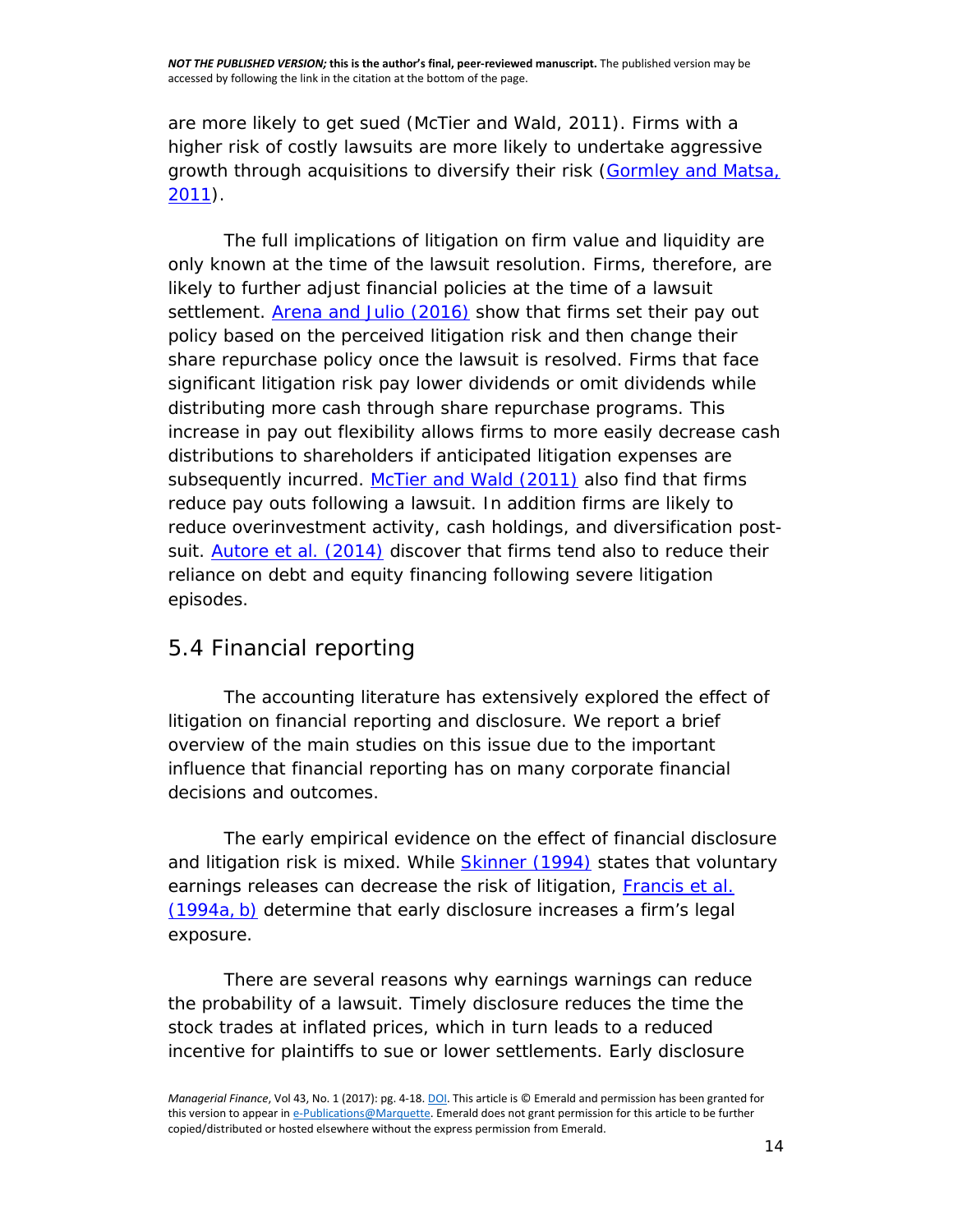are more likely to get sued (McTier and Wald, 2011). Firms with a higher risk of costly lawsuits are more likely to undertake aggressive growth through acquisitions to diversify their risk (Gormley and Matsa, 2011).

The full implications of litigation on firm value and liquidity are only known at the time of the lawsuit resolution. Firms, therefore, are likely to further adjust financial policies at the time of a lawsuit settlement. Arena and Julio (2016) show that firms set their pay out policy based on the perceived litigation risk and then change their share repurchase policy once the lawsuit is resolved. Firms that face significant litigation risk pay lower dividends or omit dividends while distributing more cash through share repurchase programs. This increase in pay out flexibility allows firms to more easily decrease cash distributions to shareholders if anticipated litigation expenses are subsequently incurred. McTier and Wald (2011) also find that firms reduce pay outs following a lawsuit. In addition firms are likely to reduce overinvestment activity, cash holdings, and diversification post-suit. Autore et al. (2014) discover that firms tend also to reduce their reliance on debt and equity financing following severe litigation episodes.

## 5.4 Financial reporting

The accounting literature has extensively explored the effect of litigation on financial reporting and disclosure. We report a brief overview of the main studies on this issue due to the important influence that financial reporting has on many corporate financial decisions and outcomes.

The early empirical evidence on the effect of financial disclosure and litigation risk is mixed. While Skinner (1994) states that voluntary earnings releases can decrease the risk of litigation, Francis et al. (1994a, b) determine that early disclosure increases a firm's legal exposure.

There are several reasons why earnings warnings can reduce the probability of a lawsuit. Timely disclosure reduces the time the stock trades at inflated prices, which in turn leads to a reduced incentive for plaintiffs to sue or lower settlements. Early disclosure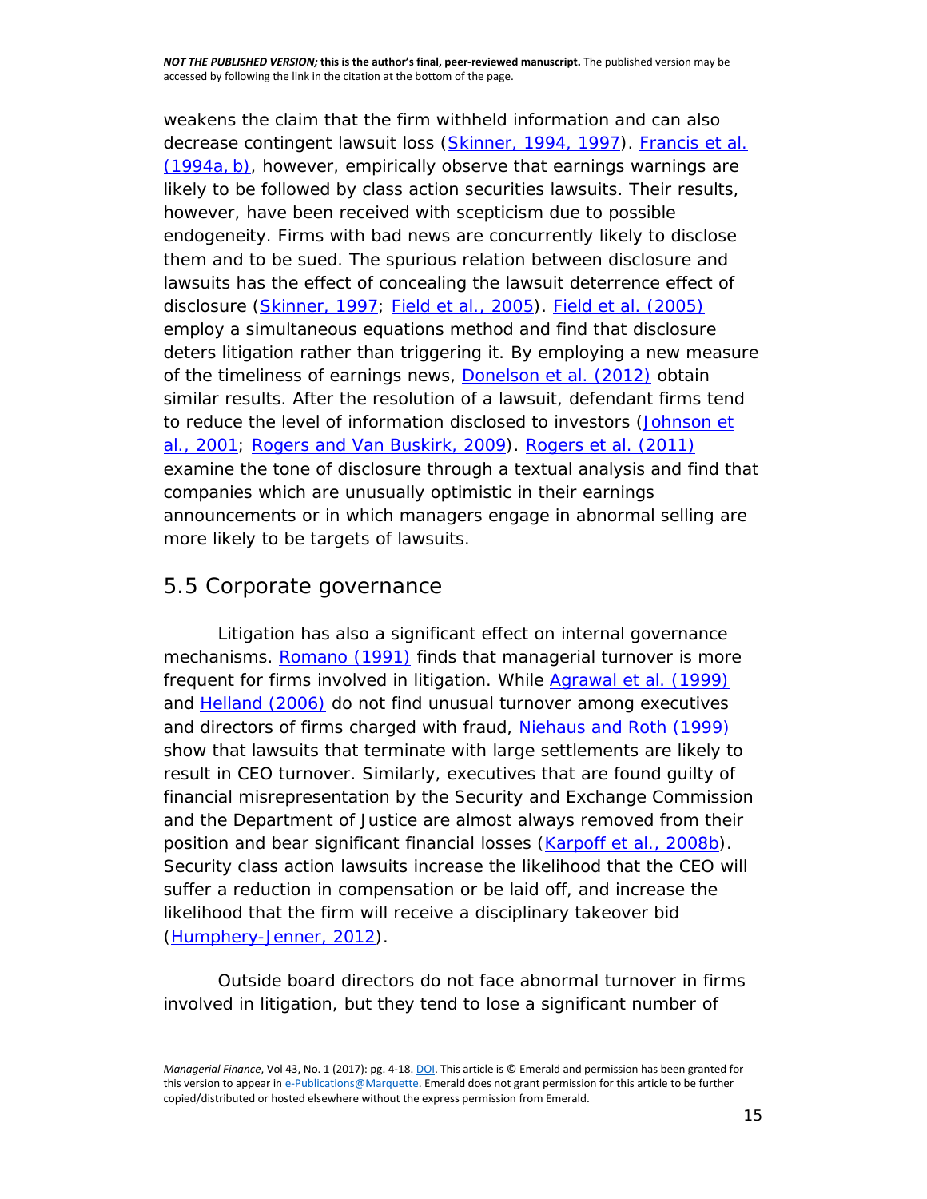weakens the claim that the firm withheld information and can also decrease contingent lawsuit loss (Skinner, 1994, 1997). Francis et al. (1994a, b), however, empirically observe that earnings warnings are likely to be followed by class action securities lawsuits. Their results, however, have been received with scepticism due to possible endogeneity. Firms with bad news are concurrently likely to disclose them and to be sued. The spurious relation between disclosure and lawsuits has the effect of concealing the lawsuit deterrence effect of disclosure (Skinner, 1997; Field et al., 2005). Field et al. (2005) employ a simultaneous equations method and find that disclosure deters litigation rather than triggering it. By employing a new measure of the timeliness of earnings news, Donelson et al. (2012) obtain similar results. After the resolution of a lawsuit, defendant firms tend to reduce the level of information disclosed to investors (Johnson et al., 2001; Rogers and Van Buskirk, 2009). Rogers et al. (2011) examine the tone of disclosure through a textual analysis and find that companies which are unusually optimistic in their earnings announcements or in which managers engage in abnormal selling are more likely to be targets of lawsuits.

## 5.5 Corporate governance

Litigation has also a significant effect on internal governance mechanisms. Romano (1991) finds that managerial turnover is more frequent for firms involved in litigation. While Agrawal et al. (1999) and Helland (2006) do not find unusual turnover among executives and directors of firms charged with fraud, Niehaus and Roth (1999) show that lawsuits that terminate with large settlements are likely to result in CEO turnover. Similarly, executives that are found guilty of financial misrepresentation by the Security and Exchange Commission and the Department of Justice are almost always removed from their position and bear significant financial losses (Karpoff et al., 2008b). Security class action lawsuits increase the likelihood that the CEO will suffer a reduction in compensation or be laid off, and increase the likelihood that the firm will receive a disciplinary takeover bid (Humphery-Jenner, 2012).

Outside board directors do not face abnormal turnover in firms involved in litigation, but they tend to lose a significant number of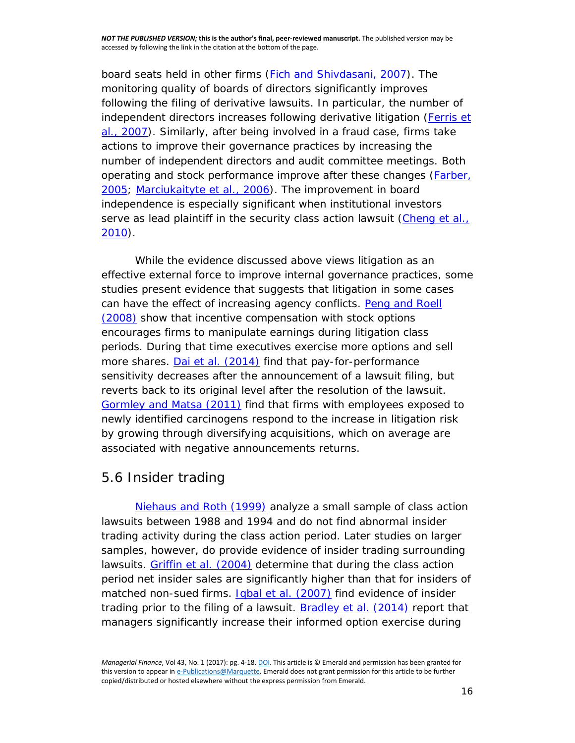board seats held in other firms (Fich and Shivdasani, 2007). The monitoring quality of boards of directors significantly improves following the filing of derivative lawsuits. In particular, the number of independent directors increases following derivative litigation (Ferris et al., 2007). Similarly, after being involved in a fraud case, firms take actions to improve their governance practices by increasing the number of independent directors and audit committee meetings. Both operating and stock performance improve after these changes (Farber, 2005; Marciukaityte et al., 2006). The improvement in board independence is especially significant when institutional investors serve as lead plaintiff in the security class action lawsuit (Cheng et al., 2010).

While the evidence discussed above views litigation as an effective external force to improve internal governance practices, some studies present evidence that suggests that litigation in some cases can have the effect of increasing agency conflicts. Peng and Roell (2008) show that incentive compensation with stock options encourages firms to manipulate earnings during litigation class periods. During that time executives exercise more options and sell more shares. Dai et al. (2014) find that pay-for-performance sensitivity decreases after the announcement of a lawsuit filing, but reverts back to its original level after the resolution of the lawsuit. Gormley and Matsa (2011) find that firms with employees exposed to newly identified carcinogens respond to the increase in litigation risk by growing through diversifying acquisitions, which on average are associated with negative announcements returns.

## 5.6 Insider trading

Niehaus and Roth (1999) analyze a small sample of class action lawsuits between 1988 and 1994 and do not find abnormal insider trading activity during the class action period. Later studies on larger samples, however, do provide evidence of insider trading surrounding lawsuits. Griffin et al. (2004) determine that during the class action period net insider sales are significantly higher than that for insiders of matched non-sued firms. Iqbal et al. (2007) find evidence of insider trading prior to the filing of a lawsuit. Bradley et al. (2014) report that managers significantly increase their informed option exercise during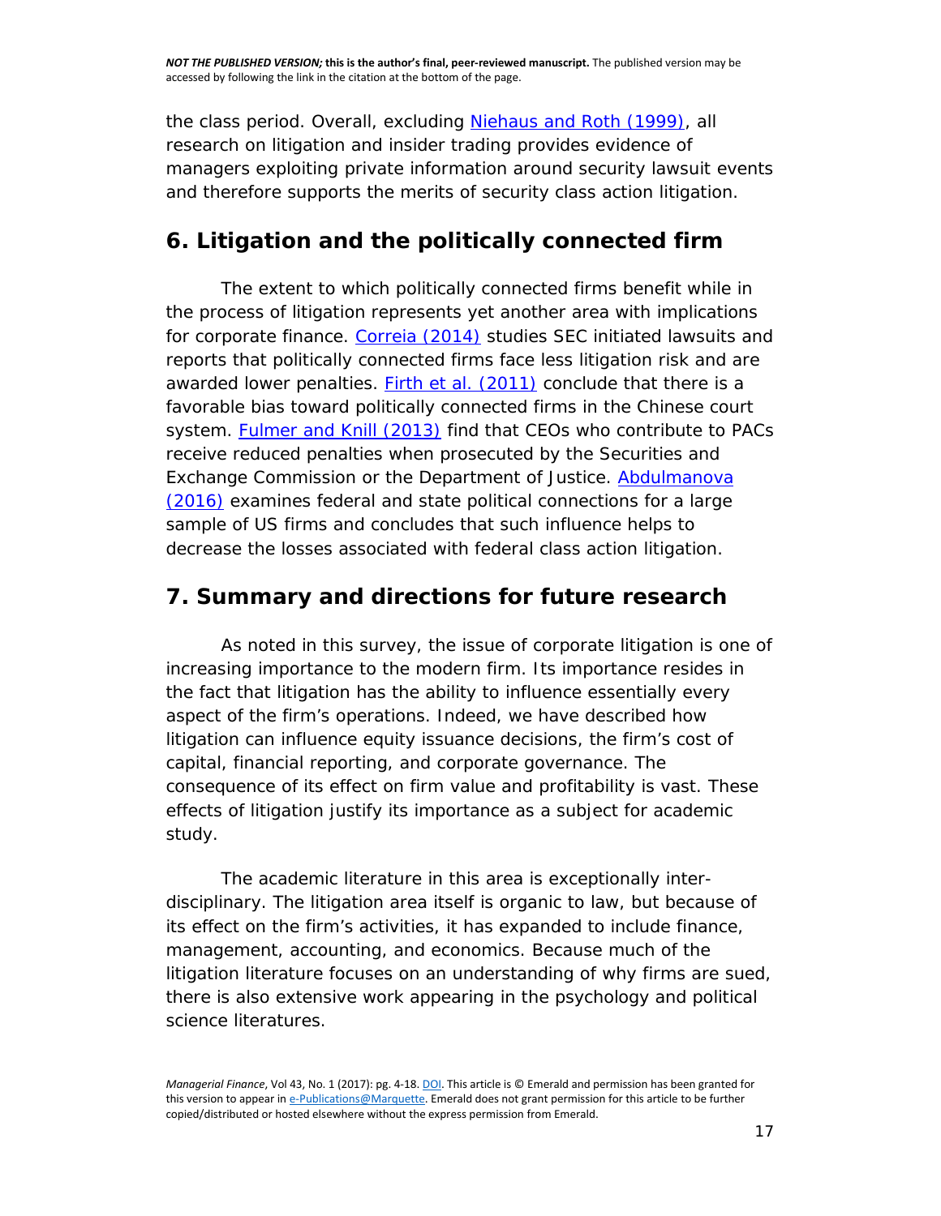the class period. Overall, excluding Niehaus and Roth (1999), all research on litigation and insider trading provides evidence of managers exploiting private information around security lawsuit events and therefore supports the merits of security class action litigation.

## 6. Litigation and the politically connected firm

The extent to which politically connected firms benefit while in the process of litigation represents yet another area with implications for corporate finance. Correia (2014) studies SEC initiated lawsuits and reports that politically connected firms face less litigation risk and are awarded lower penalties. Firth et al. (2011) conclude that there is a favorable bias toward politically connected firms in the Chinese court system. Fulmer and Knill (2013) find that CEOs who contribute to PACs receive reduced penalties when prosecuted by the Securities and Exchange Commission or the Department of Justice. Abdulmanova (2016) examines federal and state political connections for a large sample of US firms and concludes that such influence helps to decrease the losses associated with federal class action litigation.

## 7. Summary and directions for future research

As noted in this survey, the issue of corporate litigation is one of increasing importance to the modern firm. Its importance resides in the fact that litigation has the ability to influence essentially every aspect of the firm's operations. Indeed, we have described how litigation can influence equity issuance decisions, the firm's cost of capital, financial reporting, and corporate governance. The consequence of its effect on firm value and profitability is vast. These effects of litigation justify its importance as a subject for academic study.

The academic literature in this area is exceptionally inter-disciplinary. The litigation area itself is organic to law, but because of its effect on the firm's activities, it has expanded to include finance, management, accounting, and economics. Because much of the litigation literature focuses on an understanding of why firms are sued, there is also extensive work appearing in the psychology and political science literatures.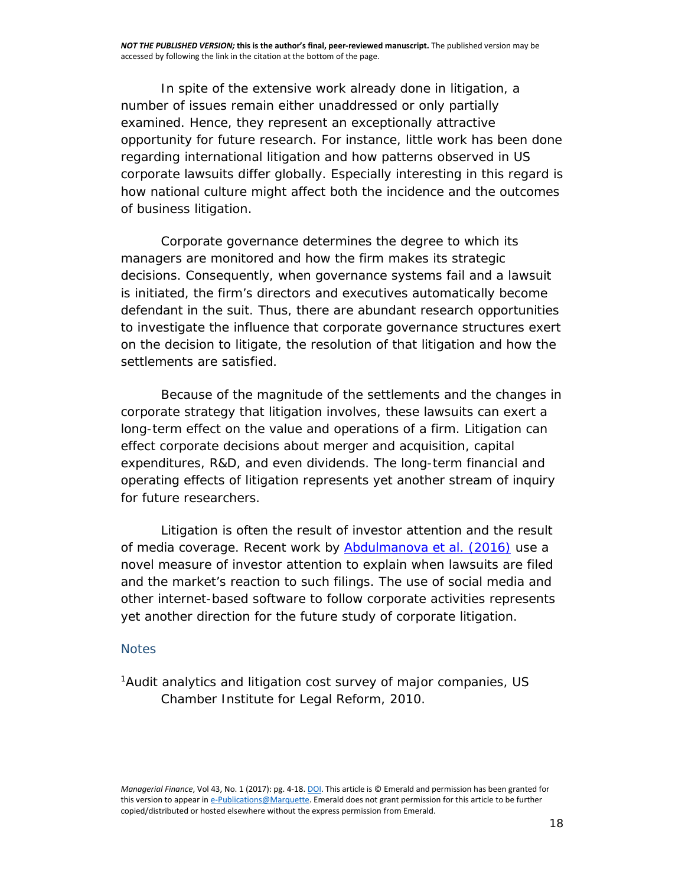In spite of the extensive work already done in litigation, a number of issues remain either unaddressed or only partially examined. Hence, they represent an exceptionally attractive opportunity for future research. For instance, little work has been done regarding international litigation and how patterns observed in US corporate lawsuits differ globally. Especially interesting in this regard is how national culture might affect both the incidence and the outcomes of business litigation.

Corporate governance determines the degree to which its managers are monitored and how the firm makes its strategic decisions. Consequently, when governance systems fail and a lawsuit is initiated, the firm's directors and executives automatically become defendant in the suit. Thus, there are abundant research opportunities to investigate the influence that corporate governance structures exert on the decision to litigate, the resolution of that litigation and how the settlements are satisfied.

Because of the magnitude of the settlements and the changes in corporate strategy that litigation involves, these lawsuits can exert a long-term effect on the value and operations of a firm. Litigation can effect corporate decisions about merger and acquisition, capital expenditures, R&D, and even dividends. The long-term financial and operating effects of litigation represents yet another stream of inquiry for future researchers.

Litigation is often the result of investor attention and the result of media coverage. Recent work by Abdulmanova et al. (2016) use a novel measure of investor attention to explain when lawsuits are filed and the market's reaction to such filings. The use of social media and other internet-based software to follow corporate activities represents yet another direction for the future study of corporate litigation.

## Notes

[1] Audit analytics and litigation cost survey of major companies, US Chamber Institute for Legal Reform, 2010.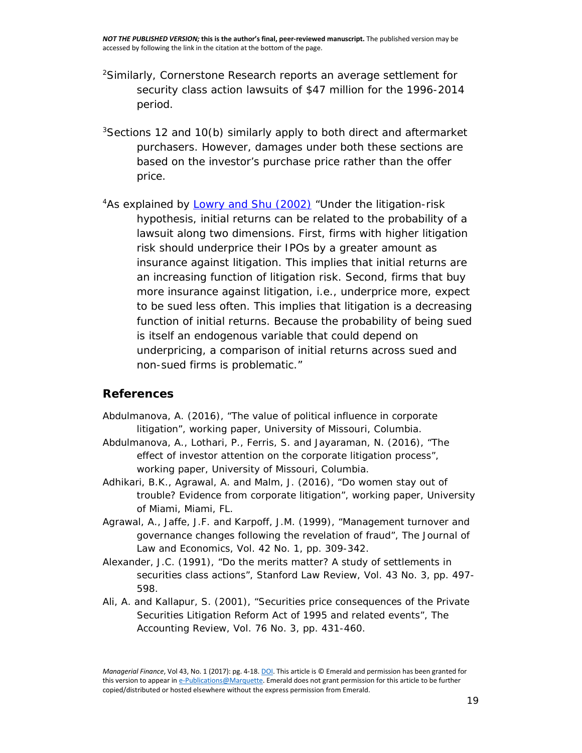[2]Similarly, Cornerstone Research reports an average settlement for security class action lawsuits of $47 million for the 1996-2014 period.

[3]Sections 12 and 10(b) similarly apply to both direct and aftermarket purchasers. However, damages under both these sections are based on the investor's purchase price rather than the offer price.

[4]As explained by Lowry and Shu (2002) "Under the litigation-risk hypothesis, initial returns can be related to the probability of a lawsuit along two dimensions. First, firms with higher litigation risk should underprice their IPOs by a greater amount as insurance against litigation. This implies that initial returns are an increasing function of litigation risk. Second, firms that buy more insurance against litigation, i.e., underprice more, expect to be sued less often. This implies that litigation is a decreasing function of initial returns. Because the probability of being sued is itself an endogenous variable that could depend on underpricing, a comparison of initial returns across sued and non-sued firms is problematic."

## References

Abdulmanova, A. (2016), "The value of political influence in corporate litigation", working paper, University of Missouri, Columbia.

Abdulmanova, A., Lothari, P., Ferris, S. and Jayaraman, N. (2016), "The effect of investor attention on the corporate litigation process", working paper, University of Missouri, Columbia.

Adhikari, B.K., Agrawal, A. and Malm, J. (2016), "Do women stay out of trouble? Evidence from corporate litigation", working paper, University of Miami, Miami, FL.

Agrawal, A., Jaffe, J.F. and Karpoff, J.M. (1999), "Management turnover and governance changes following the revelation of fraud", The Journal of Law and Economics, Vol. 42 No. 1, pp. 309-342.

Alexander, J.C. (1991), "Do the merits matter? A study of settlements in securities class actions", Stanford Law Review, Vol. 43 No. 3, pp. 497-598.

Ali, A. and Kallapur, S. (2001), "Securities price consequences of the Private Securities Litigation Reform Act of 1995 and related events", The Accounting Review, Vol. 76 No. 3, pp. 431-460.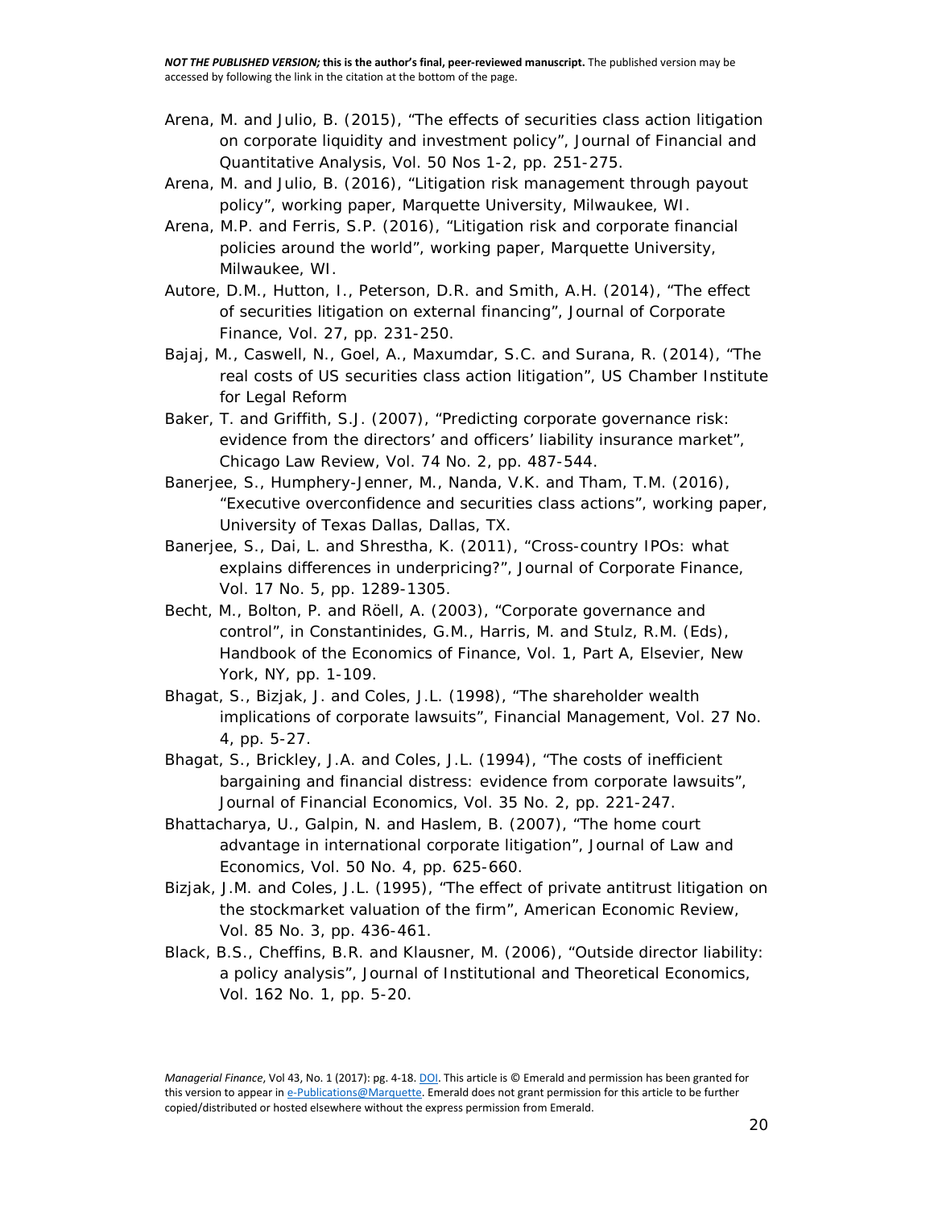Arena, M. and Julio, B. (2015), “The effects of securities class action litigation on corporate liquidity and investment policy”, Journal of Financial and Quantitative Analysis, Vol. 50 Nos 1-2, pp. 251-275.

Arena, M. and Julio, B. (2016), “Litigation risk management through payout policy”, working paper, Marquette University, Milwaukee, WI.

Arena, M.P. and Ferris, S.P. (2016), “Litigation risk and corporate financial policies around the world”, working paper, Marquette University, Milwaukee, WI.

Autore, D.M., Hutton, I., Peterson, D.R. and Smith, A.H. (2014), “The effect of securities litigation on external financing”, Journal of Corporate Finance, Vol. 27, pp. 231-250.

Bajaj, M., Caswell, N., Goel, A., Maxumdar, S.C. and Surana, R. (2014), “The real costs of US securities class action litigation”, US Chamber Institute for Legal Reform

Baker, T. and Griffith, S.J. (2007), “Predicting corporate governance risk: evidence from the directors’ and officers’ liability insurance market”, Chicago Law Review, Vol. 74 No. 2, pp. 487-544.

Banerjee, S., Humphery-Jenner, M., Nanda, V.K. and Tham, T.M. (2016), “Executive overconfidence and securities class actions”, working paper, University of Texas Dallas, Dallas, TX.

Banerjee, S., Dai, L. and Shrestha, K. (2011), “Cross-country IPOs: what explains differences in underpricing?”, Journal of Corporate Finance, Vol. 17 No. 5, pp. 1289-1305.

Becht, M., Bolton, P. and Röell, A. (2003), “Corporate governance and control”, in Constantinides, G.M., Harris, M. and Stulz, R.M. (Eds), Handbook of the Economics of Finance, Vol. 1, Part A, Elsevier, New York, NY, pp. 1-109.

Bhagat, S., Bizjak, J. and Coles, J.L. (1998), “The shareholder wealth implications of corporate lawsuits”, Financial Management, Vol. 27 No. 4, pp. 5-27.

Bhagat, S., Brickley, J.A. and Coles, J.L. (1994), “The costs of inefficient bargaining and financial distress: evidence from corporate lawsuits”, Journal of Financial Economics, Vol. 35 No. 2, pp. 221-247.

Bhattacharya, U., Galpin, N. and Haslem, B. (2007), “The home court advantage in international corporate litigation”, Journal of Law and Economics, Vol. 50 No. 4, pp. 625-660.

Bizjak, J.M. and Coles, J.L. (1995), “The effect of private antitrust litigation on the stockmarket valuation of the firm”, American Economic Review, Vol. 85 No. 3, pp. 436-461.

Black, B.S., Cheffins, B.R. and Klausner, M. (2006), “Outside director liability: a policy analysis”, Journal of Institutional and Theoretical Economics, Vol. 162 No. 1, pp. 5-20.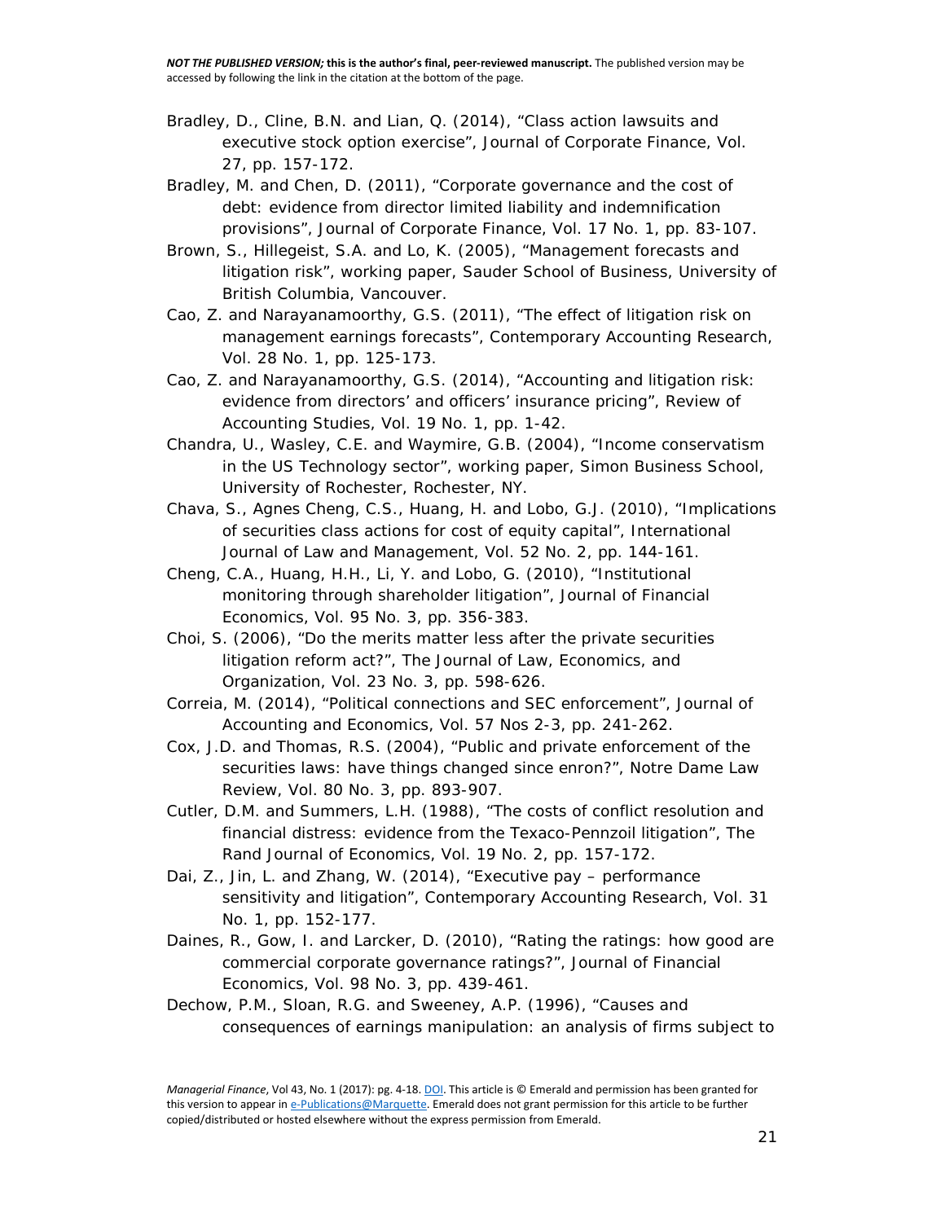Bradley, D., Cline, B.N. and Lian, Q. (2014), "Class action lawsuits and executive stock option exercise", Journal of Corporate Finance, Vol. 27, pp. 157-172.

Bradley, M. and Chen, D. (2011), "Corporate governance and the cost of debt: evidence from director limited liability and indemnification provisions", Journal of Corporate Finance, Vol. 17 No. 1, pp. 83-107.

Brown, S., Hillegeist, S.A. and Lo, K. (2005), "Management forecasts and litigation risk", working paper, Sauder School of Business, University of British Columbia, Vancouver.

Cao, Z. and Narayanamoorthy, G.S. (2011), "The effect of litigation risk on management earnings forecasts", Contemporary Accounting Research, Vol. 28 No. 1, pp. 125-173.

Cao, Z. and Narayanamoorthy, G.S. (2014), "Accounting and litigation risk: evidence from directors' and officers' insurance pricing", Review of Accounting Studies, Vol. 19 No. 1, pp. 1-42.

Chandra, U., Wasley, C.E. and Waymire, G.B. (2004), "Income conservatism in the US Technology sector", working paper, Simon Business School, University of Rochester, Rochester, NY.

Chava, S., Agnes Cheng, C.S., Huang, H. and Lobo, G.J. (2010), "Implications of securities class actions for cost of equity capital", International Journal of Law and Management, Vol. 52 No. 2, pp. 144-161.

Cheng, C.A., Huang, H.H., Li, Y. and Lobo, G. (2010), "Institutional monitoring through shareholder litigation", Journal of Financial Economics, Vol. 95 No. 3, pp. 356-383.

Choi, S. (2006), "Do the merits matter less after the private securities litigation reform act?", The Journal of Law, Economics, and Organization, Vol. 23 No. 3, pp. 598-626.

Correia, M. (2014), "Political connections and SEC enforcement", Journal of Accounting and Economics, Vol. 57 Nos 2-3, pp. 241-262.

Cox, J.D. and Thomas, R.S. (2004), "Public and private enforcement of the securities laws: have things changed since enron?", Notre Dame Law Review, Vol. 80 No. 3, pp. 893-907.

Cutler, D.M. and Summers, L.H. (1988), "The costs of conflict resolution and financial distress: evidence from the Texaco-Pennzoil litigation", The Rand Journal of Economics, Vol. 19 No. 2, pp. 157-172.

Dai, Z., Jin, L. and Zhang, W. (2014), "Executive pay – performance sensitivity and litigation", Contemporary Accounting Research, Vol. 31 No. 1, pp. 152-177.

Daines, R., Gow, I. and Larcker, D. (2010), "Rating the ratings: how good are commercial corporate governance ratings?", Journal of Financial Economics, Vol. 98 No. 3, pp. 439-461.

Dechow, P.M., Sloan, R.G. and Sweeney, A.P. (1996), "Causes and consequences of earnings manipulation: an analysis of firms subject to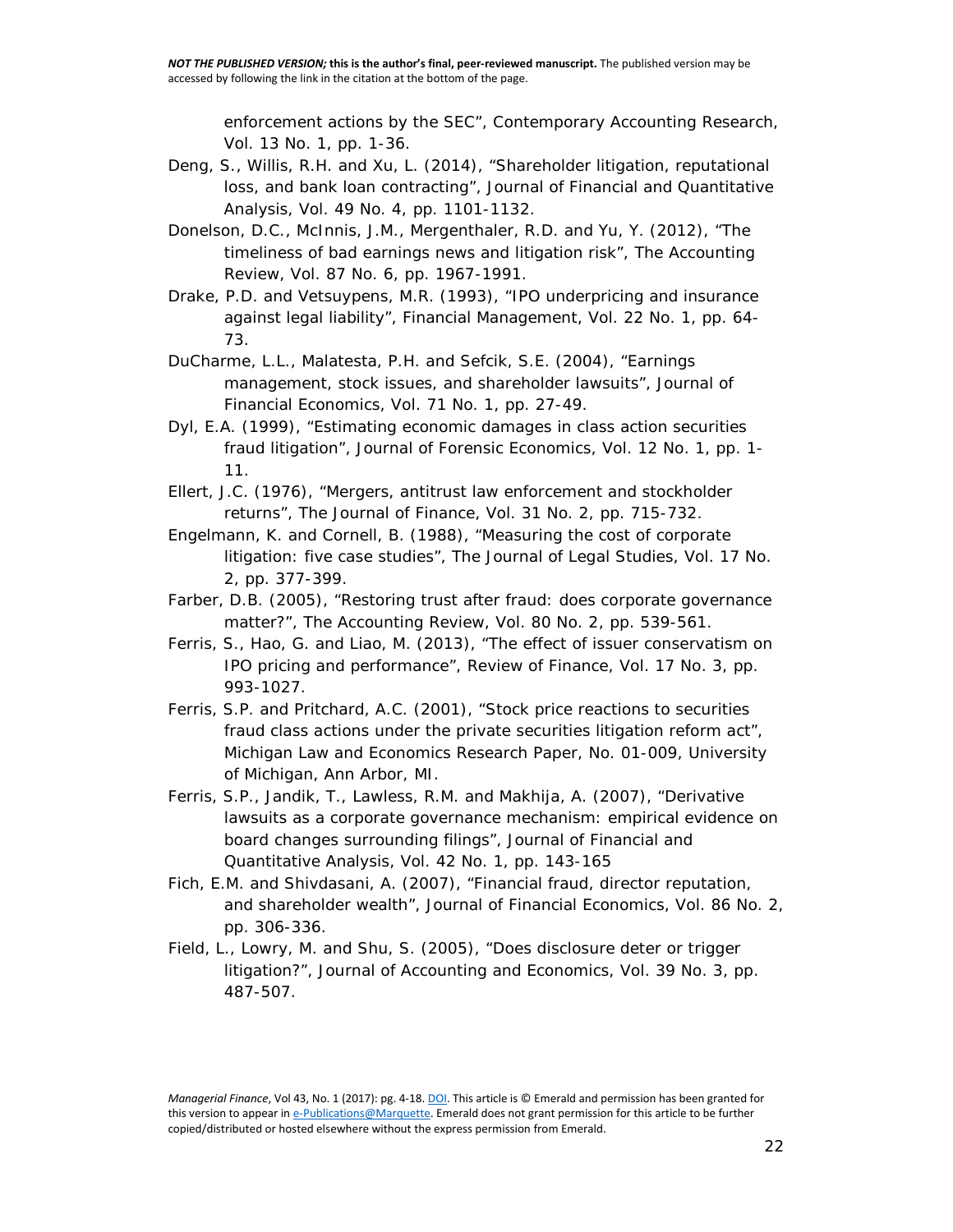enforcement actions by the SEC", Contemporary Accounting Research, Vol. 13 No. 1, pp. 1-36.

Deng, S., Willis, R.H. and Xu, L. (2014), "Shareholder litigation, reputational loss, and bank loan contracting", Journal of Financial and Quantitative Analysis, Vol. 49 No. 4, pp. 1101-1132.

Donelson, D.C., McInnis, J.M., Mergenthaler, R.D. and Yu, Y. (2012), "The timeliness of bad earnings news and litigation risk", The Accounting Review, Vol. 87 No. 6, pp. 1967-1991.

Drake, P.D. and Vetsuypens, M.R. (1993), "IPO underpricing and insurance against legal liability", Financial Management, Vol. 22 No. 1, pp. 64-73.

DuCharme, L.L., Malatesta, P.H. and Sefcik, S.E. (2004), "Earnings management, stock issues, and shareholder lawsuits", Journal of Financial Economics, Vol. 71 No. 1, pp. 27-49.

Dyl, E.A. (1999), "Estimating economic damages in class action securities fraud litigation", Journal of Forensic Economics, Vol. 12 No. 1, pp. 1-11.

Ellert, J.C. (1976), "Mergers, antitrust law enforcement and stockholder returns", The Journal of Finance, Vol. 31 No. 2, pp. 715-732.

Engelmann, K. and Cornell, B. (1988), "Measuring the cost of corporate litigation: five case studies", The Journal of Legal Studies, Vol. 17 No. 2, pp. 377-399.

Farber, D.B. (2005), "Restoring trust after fraud: does corporate governance matter?", The Accounting Review, Vol. 80 No. 2, pp. 539-561.

Ferris, S., Hao, G. and Liao, M. (2013), "The effect of issuer conservatism on IPO pricing and performance", Review of Finance, Vol. 17 No. 3, pp. 993-1027.

Ferris, S.P. and Pritchard, A.C. (2001), "Stock price reactions to securities fraud class actions under the private securities litigation reform act", Michigan Law and Economics Research Paper, No. 01-009, University of Michigan, Ann Arbor, MI.

Ferris, S.P., Jandik, T., Lawless, R.M. and Makhija, A. (2007), "Derivative lawsuits as a corporate governance mechanism: empirical evidence on board changes surrounding filings", Journal of Financial and Quantitative Analysis, Vol. 42 No. 1, pp. 143-165

Fich, E.M. and Shivdasani, A. (2007), "Financial fraud, director reputation, and shareholder wealth", Journal of Financial Economics, Vol. 86 No. 2, pp. 306-336.

Field, L., Lowry, M. and Shu, S. (2005), "Does disclosure deter or trigger litigation?", Journal of Accounting and Economics, Vol. 39 No. 3, pp. 487-507.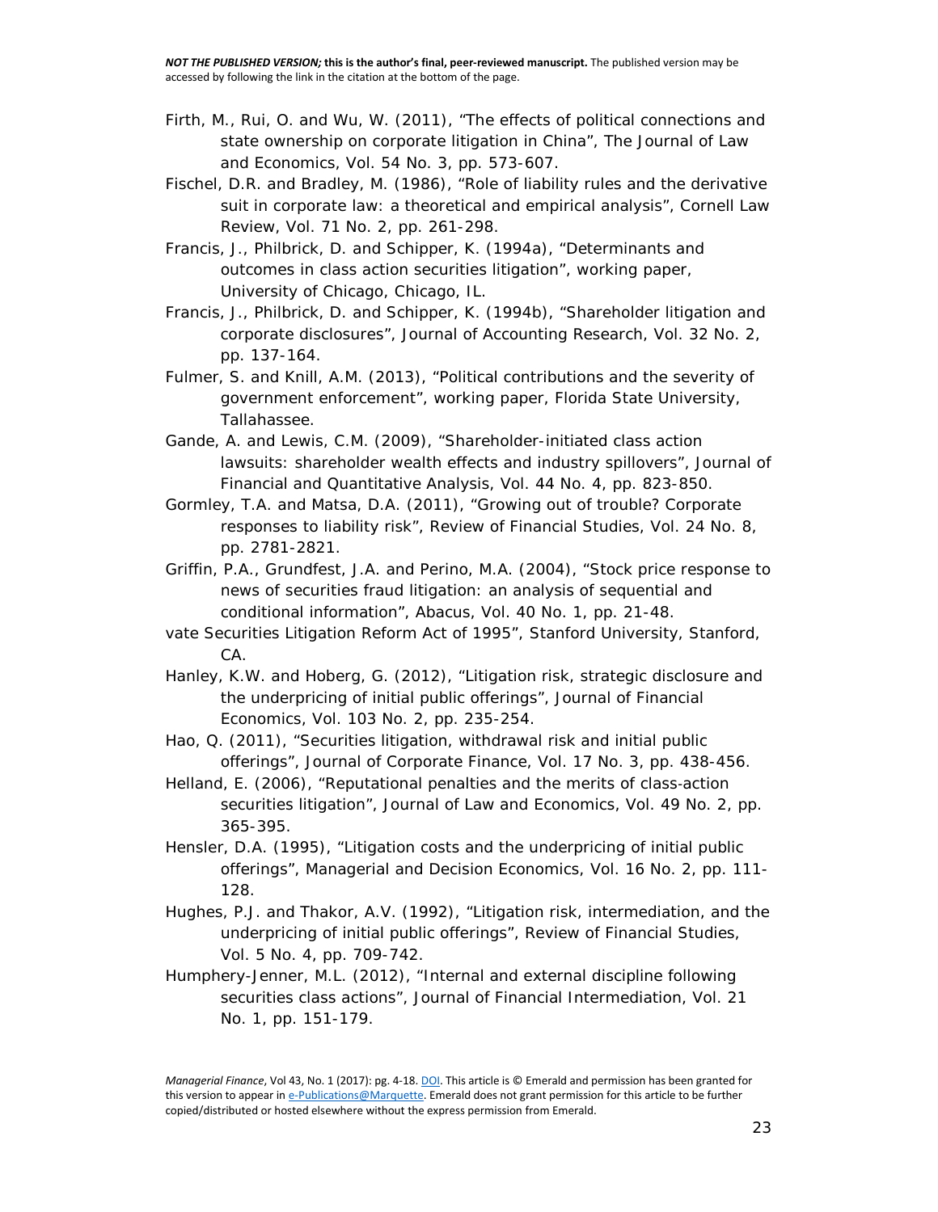Firth, M., Rui, O. and Wu, W. (2011), "The effects of political connections and state ownership on corporate litigation in China", The Journal of Law and Economics, Vol. 54 No. 3, pp. 573-607.

Fischel, D.R. and Bradley, M. (1986), "Role of liability rules and the derivative suit in corporate law: a theoretical and empirical analysis", Cornell Law Review, Vol. 71 No. 2, pp. 261-298.

Francis, J., Philbrick, D. and Schipper, K. (1994a), "Determinants and outcomes in class action securities litigation", working paper, University of Chicago, Chicago, IL.

Francis, J., Philbrick, D. and Schipper, K. (1994b), "Shareholder litigation and corporate disclosures", Journal of Accounting Research, Vol. 32 No. 2, pp. 137-164.

Fulmer, S. and Knill, A.M. (2013), "Political contributions and the severity of government enforcement", working paper, Florida State University, Tallahassee.

Gande, A. and Lewis, C.M. (2009), "Shareholder-initiated class action lawsuits: shareholder wealth effects and industry spillovers", Journal of Financial and Quantitative Analysis, Vol. 44 No. 4, pp. 823-850.

Gormley, T.A. and Matsa, D.A. (2011), "Growing out of trouble? Corporate responses to liability risk", Review of Financial Studies, Vol. 24 No. 8, pp. 2781-2821.

Griffin, P.A., Grundfest, J.A. and Perino, M.A. (2004), "Stock price response to news of securities fraud litigation: an analysis of sequential and conditional information", Abacus, Vol. 40 No. 1, pp. 21-48.

vate Securities Litigation Reform Act of 1995", Stanford University, Stanford, CA.

Hanley, K.W. and Hoberg, G. (2012), "Litigation risk, strategic disclosure and the underpricing of initial public offerings", Journal of Financial Economics, Vol. 103 No. 2, pp. 235-254.

Hao, Q. (2011), "Securities litigation, withdrawal risk and initial public offerings", Journal of Corporate Finance, Vol. 17 No. 3, pp. 438-456.

Helland, E. (2006), "Reputational penalties and the merits of class-action securities litigation", Journal of Law and Economics, Vol. 49 No. 2, pp. 365-395.

Hensler, D.A. (1995), "Litigation costs and the underpricing of initial public offerings", Managerial and Decision Economics, Vol. 16 No. 2, pp. 111-128.

Hughes, P.J. and Thakor, A.V. (1992), "Litigation risk, intermediation, and the underpricing of initial public offerings", Review of Financial Studies, Vol. 5 No. 4, pp. 709-742.

Humphery-Jenner, M.L. (2012), "Internal and external discipline following securities class actions", Journal of Financial Intermediation, Vol. 21 No. 1, pp. 151-179.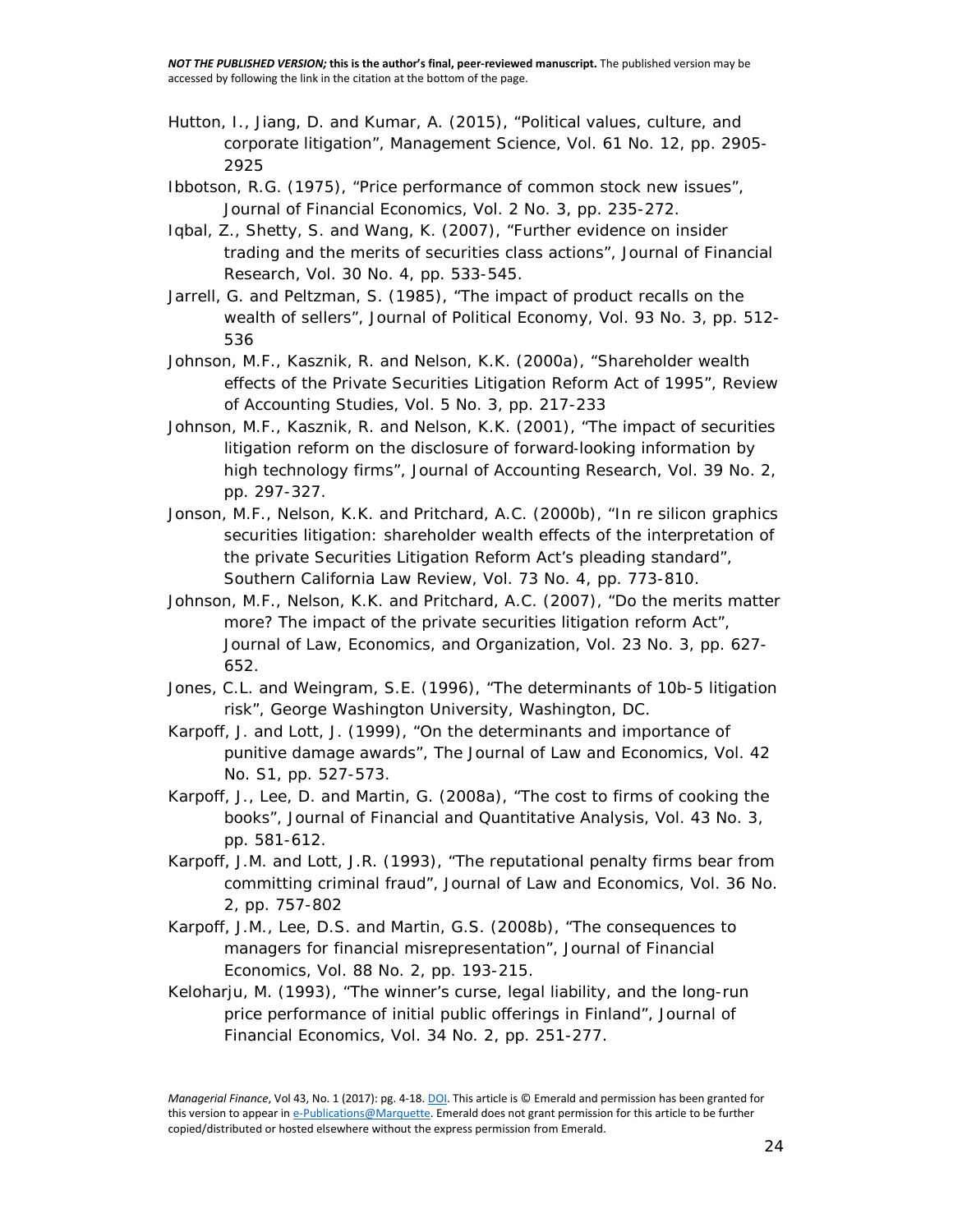Hutton, I., Jiang, D. and Kumar, A. (2015), “Political values, culture, and corporate litigation”, Management Science, Vol. 61 No. 12, pp. 2905-2925

Ibbotson, R.G. (1975), “Price performance of common stock new issues”, Journal of Financial Economics, Vol. 2 No. 3, pp. 235-272.

Iqbal, Z., Shetty, S. and Wang, K. (2007), “Further evidence on insider trading and the merits of securities class actions”, Journal of Financial Research, Vol. 30 No. 4, pp. 533-545.

Jarrell, G. and Peltzman, S. (1985), “The impact of product recalls on the wealth of sellers”, Journal of Political Economy, Vol. 93 No. 3, pp. 512-536

Johnson, M.F., Kasznik, R. and Nelson, K.K. (2000a), “Shareholder wealth effects of the Private Securities Litigation Reform Act of 1995”, Review of Accounting Studies, Vol. 5 No. 3, pp. 217-233

Johnson, M.F., Kasznik, R. and Nelson, K.K. (2001), “The impact of securities litigation reform on the disclosure of forward‐looking information by high technology firms”, Journal of Accounting Research, Vol. 39 No. 2, pp. 297-327.

Jonson, M.F., Nelson, K.K. and Pritchard, A.C. (2000b), “In re silicon graphics securities litigation: shareholder wealth effects of the interpretation of the private Securities Litigation Reform Act’s pleading standard”, Southern California Law Review, Vol. 73 No. 4, pp. 773-810.

Johnson, M.F., Nelson, K.K. and Pritchard, A.C. (2007), “Do the merits matter more? The impact of the private securities litigation reform Act”, Journal of Law, Economics, and Organization, Vol. 23 No. 3, pp. 627-652.

Jones, C.L. and Weingram, S.E. (1996), “The determinants of 10b-5 litigation risk”, George Washington University, Washington, DC.

Karpoff, J. and Lott, J. (1999), “On the determinants and importance of punitive damage awards”, The Journal of Law and Economics, Vol. 42 No. S1, pp. 527-573.

Karpoff, J., Lee, D. and Martin, G. (2008a), “The cost to firms of cooking the books”, Journal of Financial and Quantitative Analysis, Vol. 43 No. 3, pp. 581-612.

Karpoff, J.M. and Lott, J.R. (1993), “The reputational penalty firms bear from committing criminal fraud”, Journal of Law and Economics, Vol. 36 No. 2, pp. 757-802

Karpoff, J.M., Lee, D.S. and Martin, G.S. (2008b), “The consequences to managers for financial misrepresentation”, Journal of Financial Economics, Vol. 88 No. 2, pp. 193-215.

Keloharju, M. (1993), “The winner’s curse, legal liability, and the long-run price performance of initial public offerings in Finland”, Journal of Financial Economics, Vol. 34 No. 2, pp. 251-277.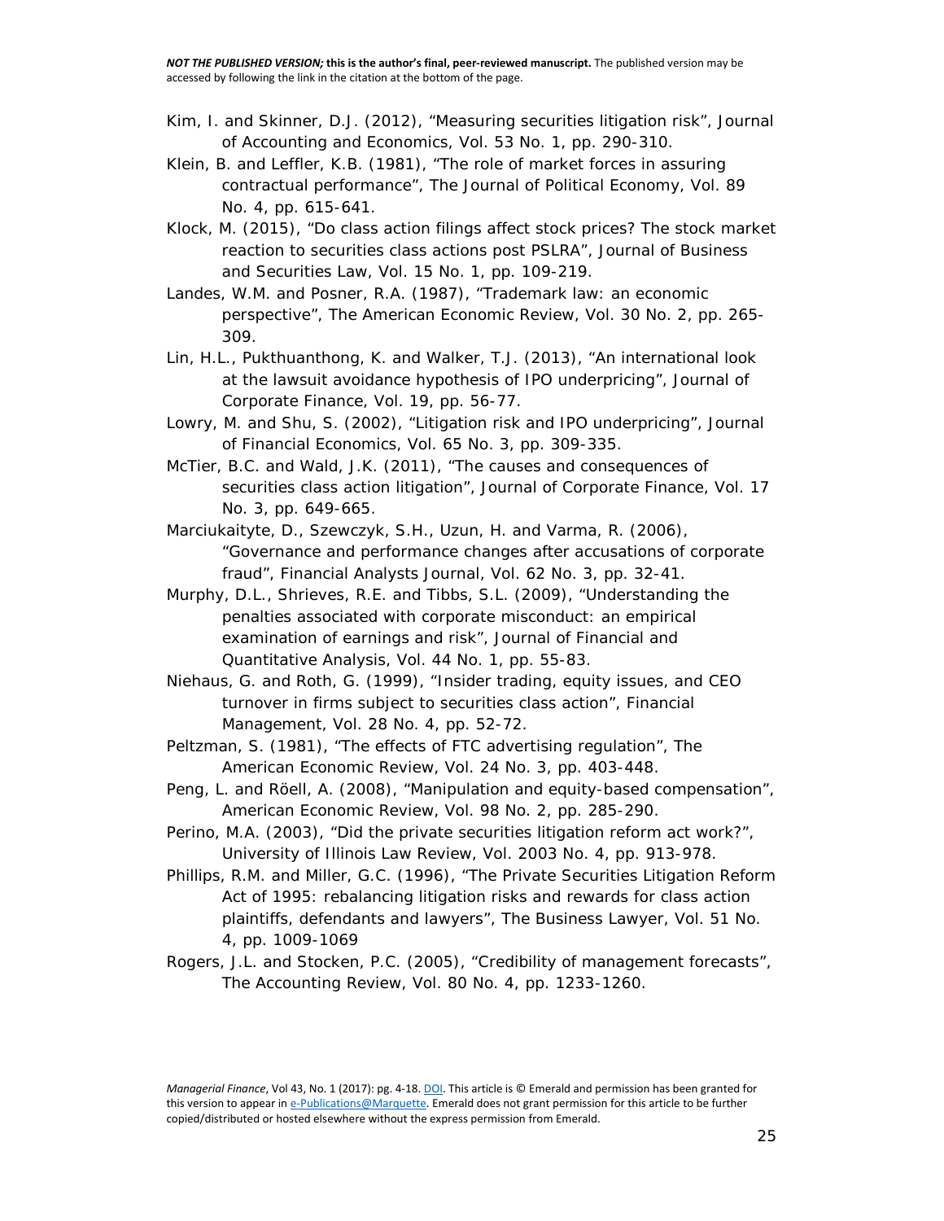Kim, I. and Skinner, D.J. (2012), "Measuring securities litigation risk", Journal of Accounting and Economics, Vol. 53 No. 1, pp. 290-310.

Klein, B. and Leffler, K.B. (1981), "The role of market forces in assuring contractual performance", The Journal of Political Economy, Vol. 89 No. 4, pp. 615-641.

Klock, M. (2015), "Do class action filings affect stock prices? The stock market reaction to securities class actions post PSLRA", Journal of Business and Securities Law, Vol. 15 No. 1, pp. 109-219.

Landes, W.M. and Posner, R.A. (1987), "Trademark law: an economic perspective", The American Economic Review, Vol. 30 No. 2, pp. 265-309.

Lin, H.L., Pukthuanthong, K. and Walker, T.J. (2013), "An international look at the lawsuit avoidance hypothesis of IPO underpricing", Journal of Corporate Finance, Vol. 19, pp. 56-77.

Lowry, M. and Shu, S. (2002), "Litigation risk and IPO underpricing", Journal of Financial Economics, Vol. 65 No. 3, pp. 309-335.

McTier, B.C. and Wald, J.K. (2011), "The causes and consequences of securities class action litigation", Journal of Corporate Finance, Vol. 17 No. 3, pp. 649-665.

Marciukaityte, D., Szewczyk, S.H., Uzun, H. and Varma, R. (2006), "Governance and performance changes after accusations of corporate fraud", Financial Analysts Journal, Vol. 62 No. 3, pp. 32-41.

Murphy, D.L., Shrieves, R.E. and Tibbs, S.L. (2009), "Understanding the penalties associated with corporate misconduct: an empirical examination of earnings and risk", Journal of Financial and Quantitative Analysis, Vol. 44 No. 1, pp. 55-83.

Niehaus, G. and Roth, G. (1999), "Insider trading, equity issues, and CEO turnover in firms subject to securities class action", Financial Management, Vol. 28 No. 4, pp. 52-72.

Peltzman, S. (1981), "The effects of FTC advertising regulation", The American Economic Review, Vol. 24 No. 3, pp. 403-448.

Peng, L. and Röell, A. (2008), "Manipulation and equity-based compensation", American Economic Review, Vol. 98 No. 2, pp. 285-290.

Perino, M.A. (2003), "Did the private securities litigation reform act work?", University of Illinois Law Review, Vol. 2003 No. 4, pp. 913-978.

Phillips, R.M. and Miller, G.C. (1996), "The Private Securities Litigation Reform Act of 1995: rebalancing litigation risks and rewards for class action plaintiffs, defendants and lawyers", The Business Lawyer, Vol. 51 No. 4, pp. 1009-1069

Rogers, J.L. and Stocken, P.C. (2005), "Credibility of management forecasts", The Accounting Review, Vol. 80 No. 4, pp. 1233-1260.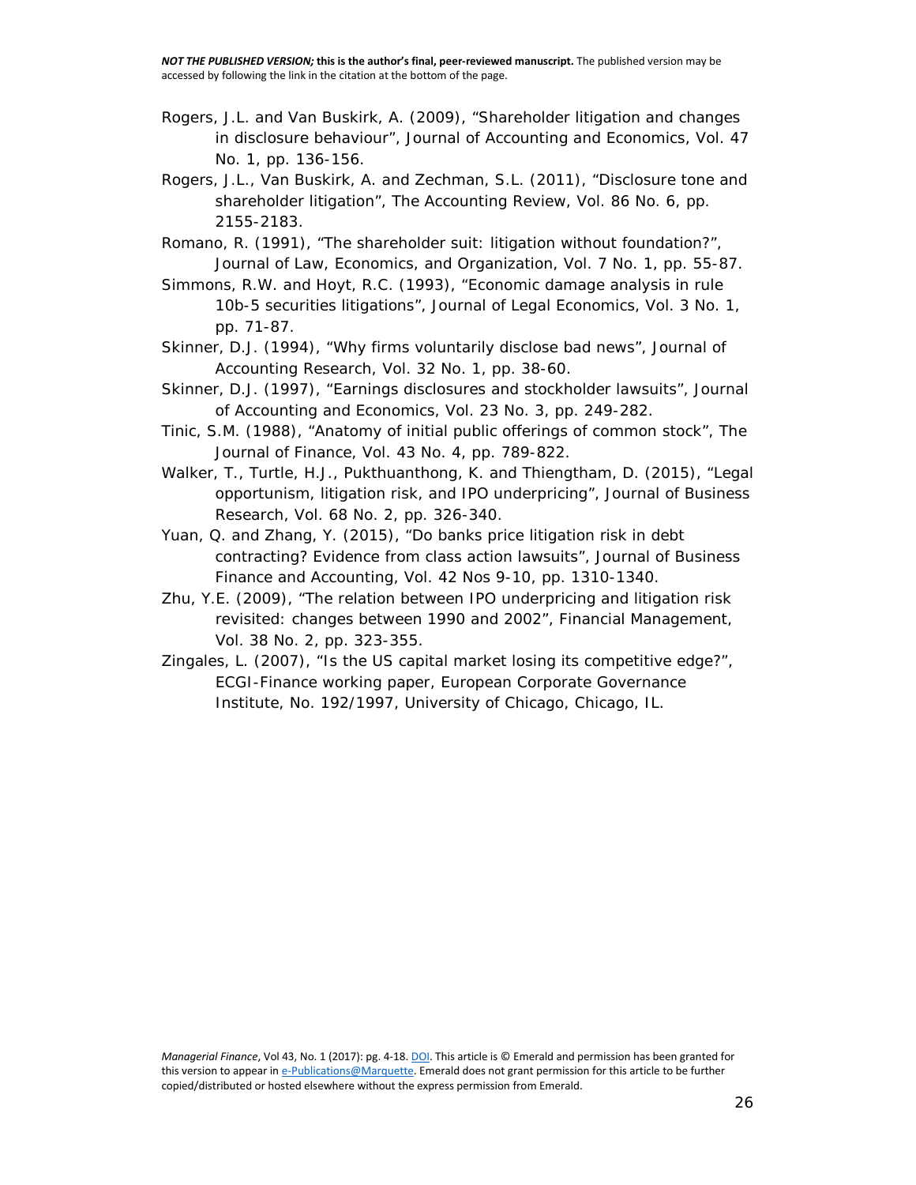Rogers, J.L. and Van Buskirk, A. (2009), "Shareholder litigation and changes in disclosure behaviour", Journal of Accounting and Economics, Vol. 47 No. 1, pp. 136-156.

Rogers, J.L., Van Buskirk, A. and Zechman, S.L. (2011), "Disclosure tone and shareholder litigation", The Accounting Review, Vol. 86 No. 6, pp. 2155-2183.

Romano, R. (1991), "The shareholder suit: litigation without foundation?", Journal of Law, Economics, and Organization, Vol. 7 No. 1, pp. 55-87.

Simmons, R.W. and Hoyt, R.C. (1993), "Economic damage analysis in rule 10b-5 securities litigations", Journal of Legal Economics, Vol. 3 No. 1, pp. 71-87.

Skinner, D.J. (1994), "Why firms voluntarily disclose bad news", Journal of Accounting Research, Vol. 32 No. 1, pp. 38-60.

Skinner, D.J. (1997), "Earnings disclosures and stockholder lawsuits", Journal of Accounting and Economics, Vol. 23 No. 3, pp. 249-282.

Tinic, S.M. (1988), "Anatomy of initial public offerings of common stock", The Journal of Finance, Vol. 43 No. 4, pp. 789-822.

Walker, T., Turtle, H.J., Pukthuanthong, K. and Thiengtham, D. (2015), "Legal opportunism, litigation risk, and IPO underpricing", Journal of Business Research, Vol. 68 No. 2, pp. 326-340.

Yuan, Q. and Zhang, Y. (2015), "Do banks price litigation risk in debt contracting? Evidence from class action lawsuits", Journal of Business Finance and Accounting, Vol. 42 Nos 9-10, pp. 1310-1340.

Zhu, Y.E. (2009), "The relation between IPO underpricing and litigation risk revisited: changes between 1990 and 2002", Financial Management, Vol. 38 No. 2, pp. 323-355.

Zingales, L. (2007), "Is the US capital market losing its competitive edge?", ECGI-Finance working paper, European Corporate Governance Institute, No. 192/1997, University of Chicago, Chicago, IL.